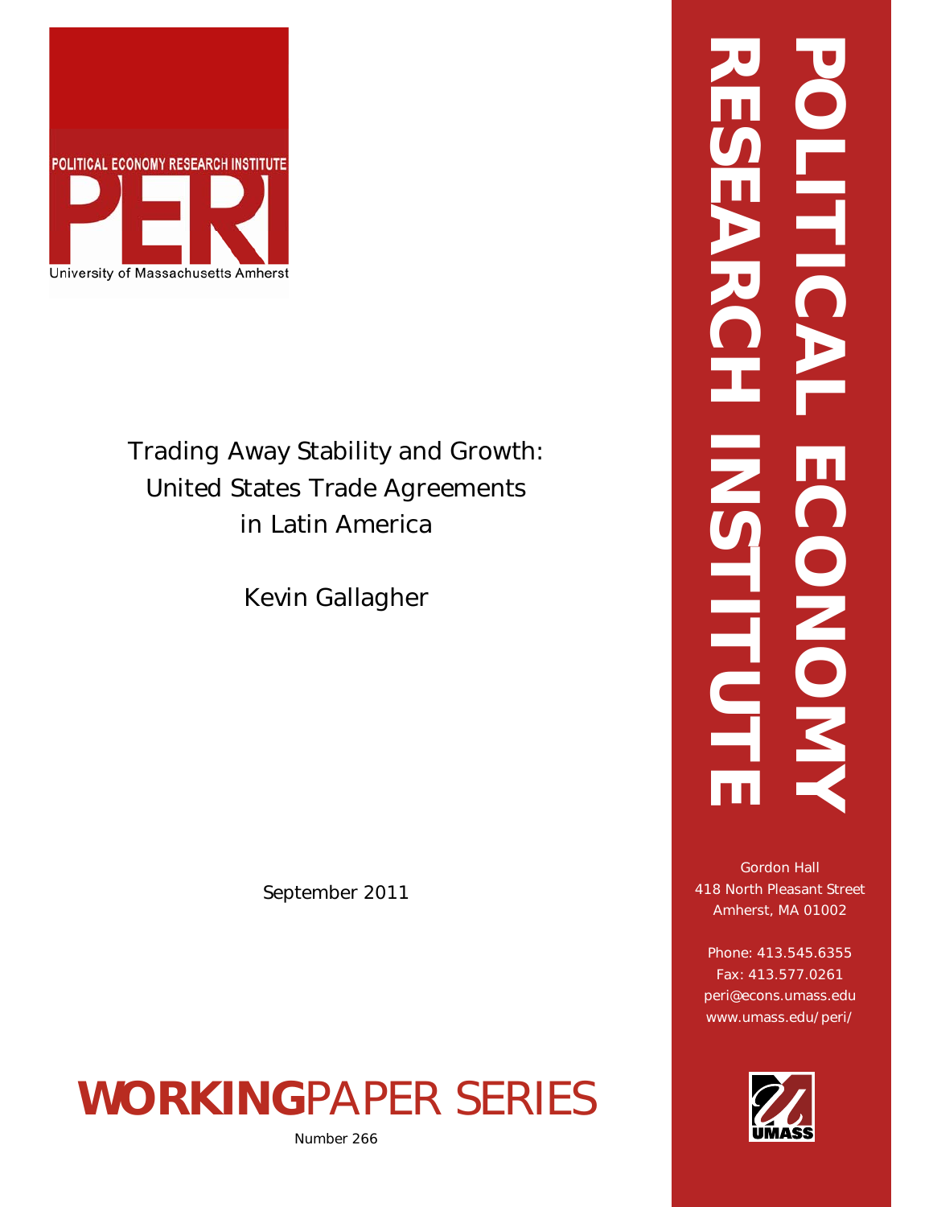POLITICAL ECONOMY RESEARCH INSTITUTE

PERI

University of Massachusetts Amherst

# Trading Away Stability and Growth: United States Trade Agreements in Latin America

Kevin Gallagher

September 2011

## WORKINGPAPER SERIES

Number 266

POLITICAL ECONOMY RESEARCH INSTITUTE

Gordon Hall
418 North Pleasant Street
Amherst, MA 01002

Phone: 413.545.6355
Fax: 413.577.0261
peri@econs.umass.edu
www.umass.edu/peri/

UMASS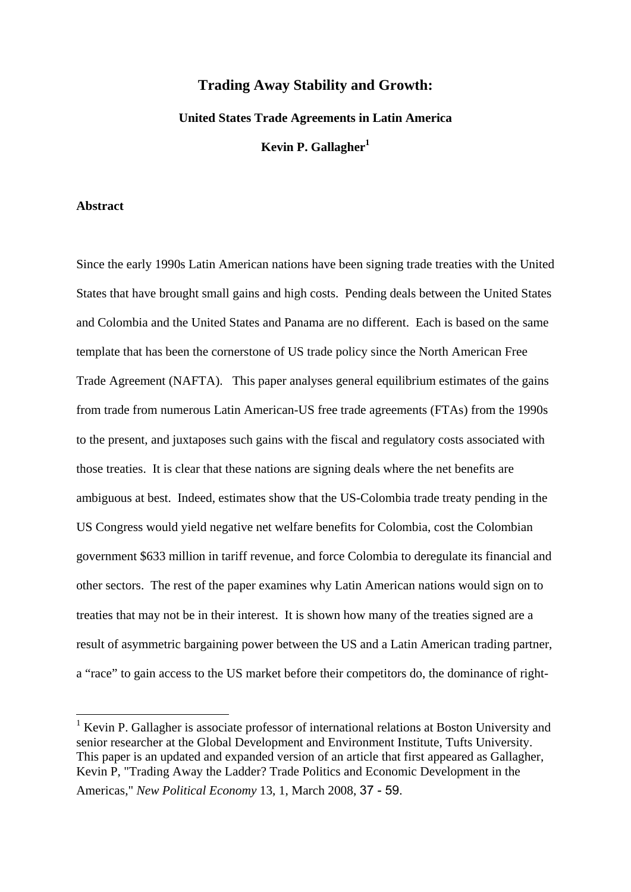# Trading Away Stability and Growth:

### United States Trade Agreements in Latin America

**Kevin P. Gallagher[1]**

## Abstract

Since the early 1990s Latin American nations have been signing trade treaties with the United States that have brought small gains and high costs. Pending deals between the United States and Colombia and the United States and Panama are no different. Each is based on the same template that has been the cornerstone of US trade policy since the North American Free Trade Agreement (NAFTA). This paper analyses general equilibrium estimates of the gains from trade from numerous Latin American-US free trade agreements (FTAs) from the 1990s to the present, and juxtaposes such gains with the fiscal and regulatory costs associated with those treaties. It is clear that these nations are signing deals where the net benefits are ambiguous at best. Indeed, estimates show that the US-Colombia trade treaty pending in the US Congress would yield negative net welfare benefits for Colombia, cost the Colombian government $633 million in tariff revenue, and force Colombia to deregulate its financial and other sectors. The rest of the paper examines why Latin American nations would sign on to treaties that may not be in their interest. It is shown how many of the treaties signed are a result of asymmetric bargaining power between the US and a Latin American trading partner, a "race" to gain access to the US market before their competitors do, the dominance of right-

[1] Kevin P. Gallagher is associate professor of international relations at Boston University and senior researcher at the Global Development and Environment Institute, Tufts University. This paper is an updated and expanded version of an article that first appeared as Gallagher, Kevin P, "Trading Away the Ladder? Trade Politics and Economic Development in the Americas," *New Political Economy* 13, 1, March 2008, 37 - 59.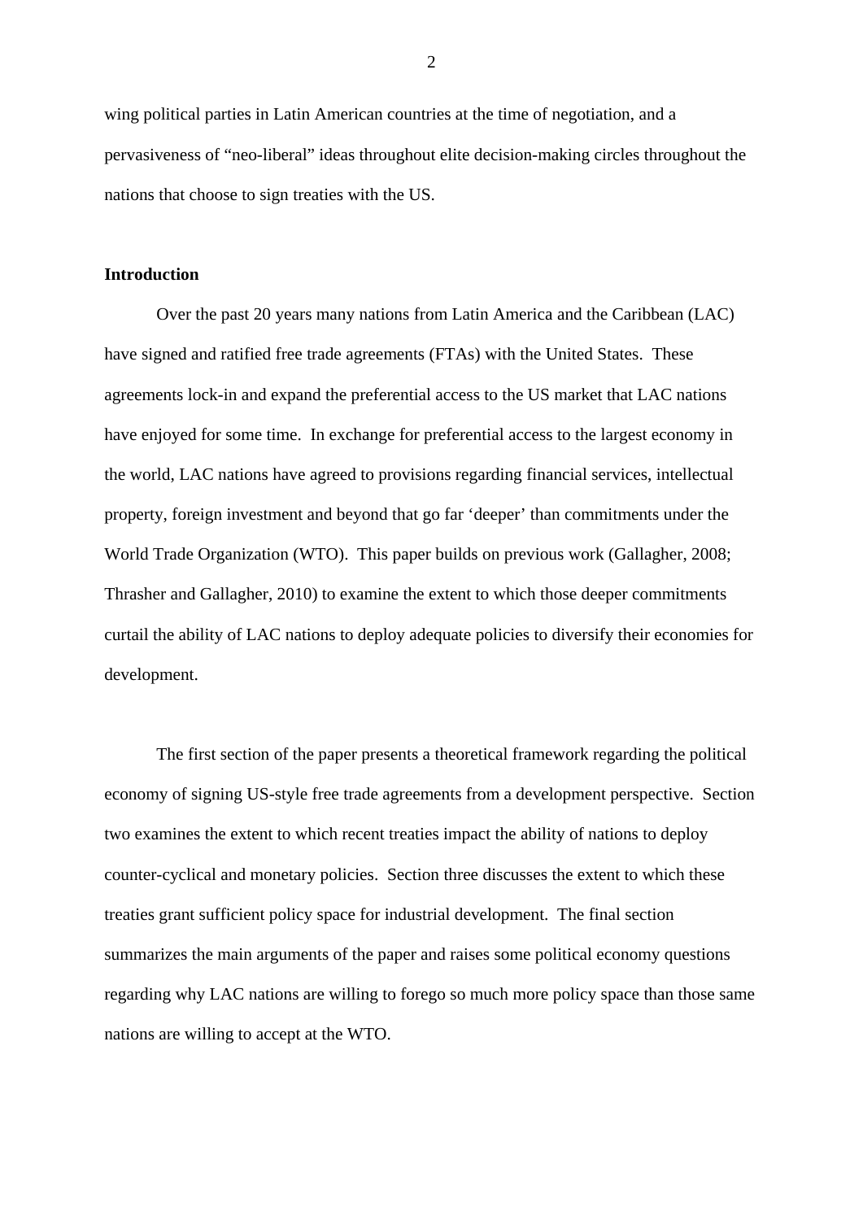wing political parties in Latin American countries at the time of negotiation, and a pervasiveness of "neo-liberal" ideas throughout elite decision-making circles throughout the nations that choose to sign treaties with the US.

## Introduction

Over the past 20 years many nations from Latin America and the Caribbean (LAC) have signed and ratified free trade agreements (FTAs) with the United States. These agreements lock-in and expand the preferential access to the US market that LAC nations have enjoyed for some time. In exchange for preferential access to the largest economy in the world, LAC nations have agreed to provisions regarding financial services, intellectual property, foreign investment and beyond that go far 'deeper' than commitments under the World Trade Organization (WTO). This paper builds on previous work (Gallagher, 2008; Thrasher and Gallagher, 2010) to examine the extent to which those deeper commitments curtail the ability of LAC nations to deploy adequate policies to diversify their economies for development.

The first section of the paper presents a theoretical framework regarding the political economy of signing US-style free trade agreements from a development perspective. Section two examines the extent to which recent treaties impact the ability of nations to deploy counter-cyclical and monetary policies. Section three discusses the extent to which these treaties grant sufficient policy space for industrial development. The final section summarizes the main arguments of the paper and raises some political economy questions regarding why LAC nations are willing to forego so much more policy space than those same nations are willing to accept at the WTO.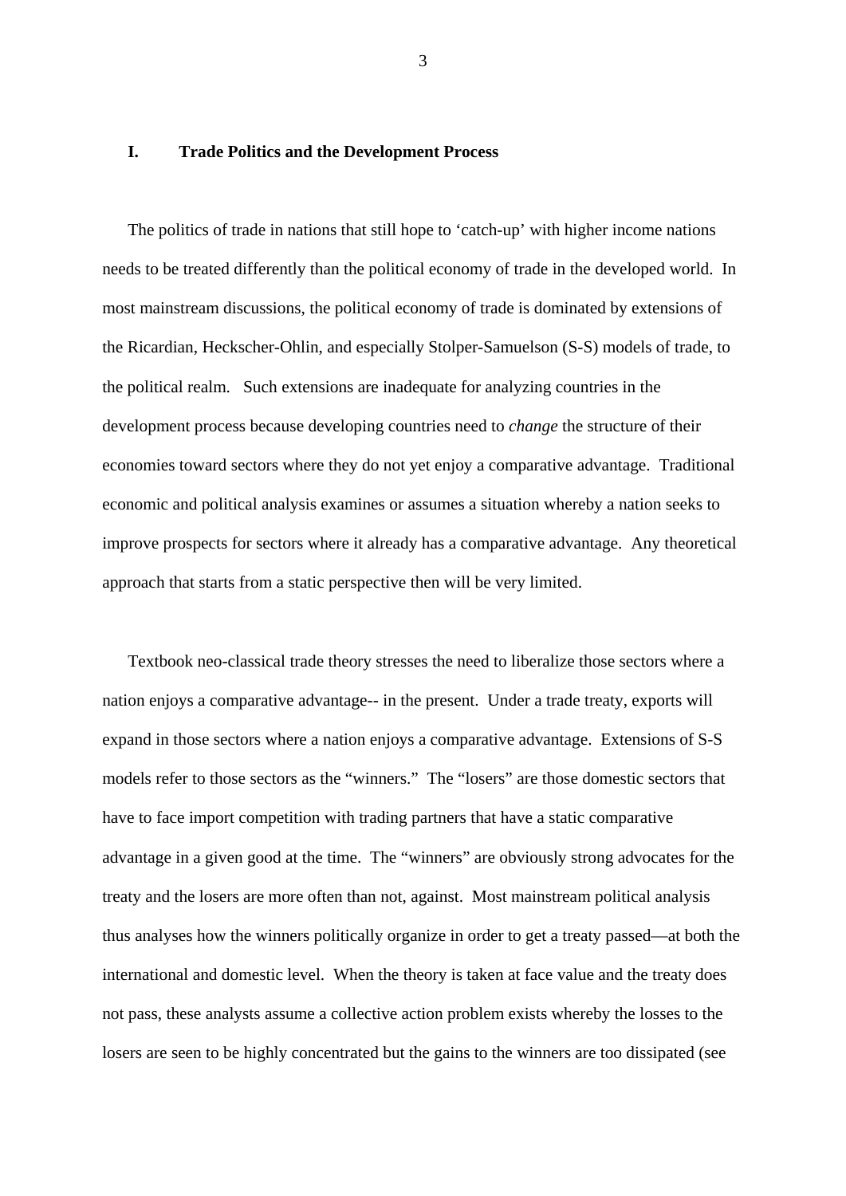## I. Trade Politics and the Development Process

The politics of trade in nations that still hope to 'catch-up' with higher income nations needs to be treated differently than the political economy of trade in the developed world. In most mainstream discussions, the political economy of trade is dominated by extensions of the Ricardian, Heckscher-Ohlin, and especially Stolper-Samuelson (S-S) models of trade, to the political realm. Such extensions are inadequate for analyzing countries in the development process because developing countries need to *change* the structure of their economies toward sectors where they do not yet enjoy a comparative advantage. Traditional economic and political analysis examines or assumes a situation whereby a nation seeks to improve prospects for sectors where it already has a comparative advantage. Any theoretical approach that starts from a static perspective then will be very limited.

Textbook neo-classical trade theory stresses the need to liberalize those sectors where a nation enjoys a comparative advantage-- in the present. Under a trade treaty, exports will expand in those sectors where a nation enjoys a comparative advantage. Extensions of S-S models refer to those sectors as the "winners." The "losers" are those domestic sectors that have to face import competition with trading partners that have a static comparative advantage in a given good at the time. The "winners" are obviously strong advocates for the treaty and the losers are more often than not, against. Most mainstream political analysis thus analyses how the winners politically organize in order to get a treaty passed—at both the international and domestic level. When the theory is taken at face value and the treaty does not pass, these analysts assume a collective action problem exists whereby the losses to the losers are seen to be highly concentrated but the gains to the winners are too dissipated (see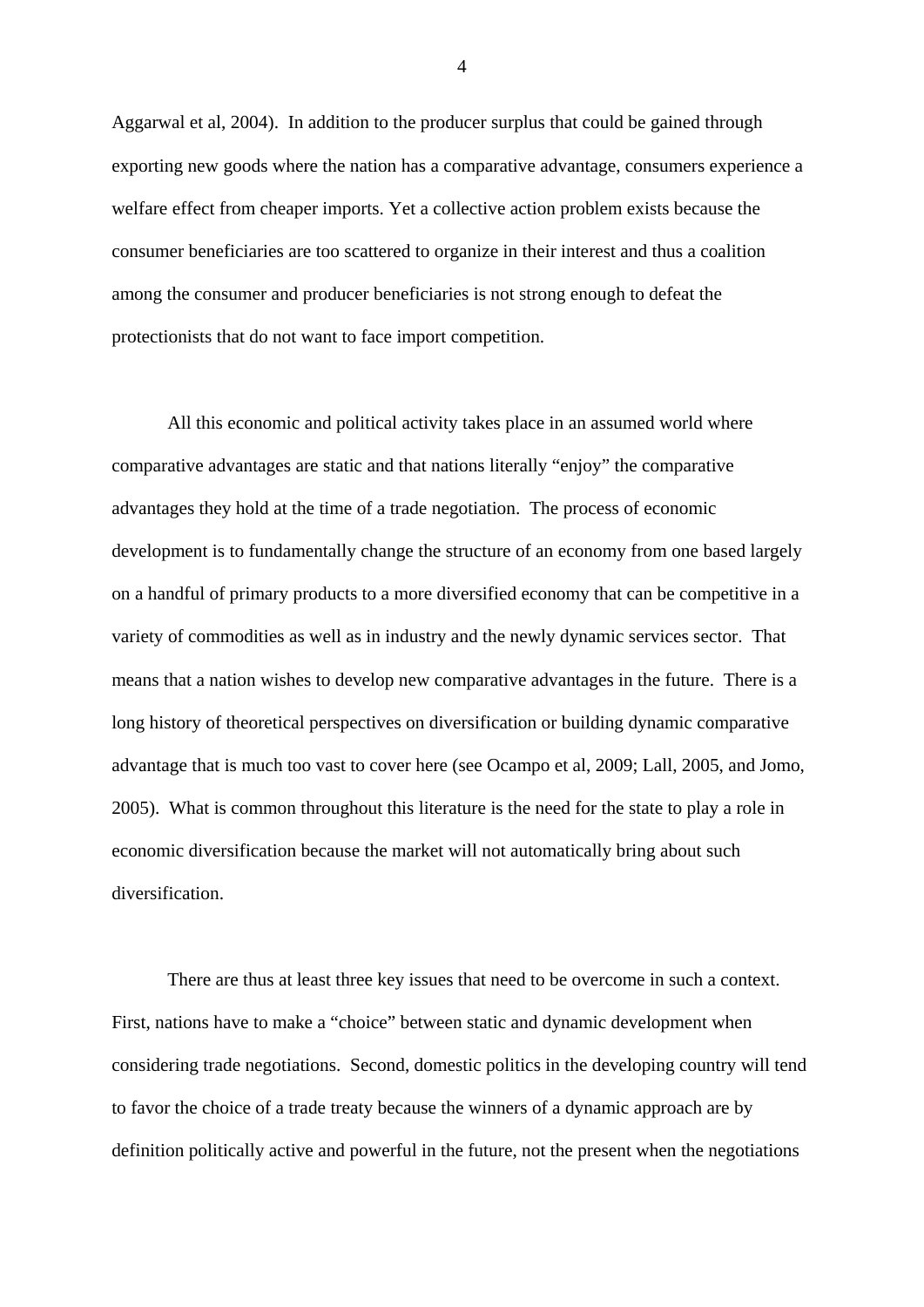Aggarwal et al, 2004). In addition to the producer surplus that could be gained through exporting new goods where the nation has a comparative advantage, consumers experience a welfare effect from cheaper imports. Yet a collective action problem exists because the consumer beneficiaries are too scattered to organize in their interest and thus a coalition among the consumer and producer beneficiaries is not strong enough to defeat the protectionists that do not want to face import competition.

All this economic and political activity takes place in an assumed world where comparative advantages are static and that nations literally "enjoy" the comparative advantages they hold at the time of a trade negotiation. The process of economic development is to fundamentally change the structure of an economy from one based largely on a handful of primary products to a more diversified economy that can be competitive in a variety of commodities as well as in industry and the newly dynamic services sector. That means that a nation wishes to develop new comparative advantages in the future. There is a long history of theoretical perspectives on diversification or building dynamic comparative advantage that is much too vast to cover here (see Ocampo et al, 2009; Lall, 2005, and Jomo, 2005). What is common throughout this literature is the need for the state to play a role in economic diversification because the market will not automatically bring about such diversification.

There are thus at least three key issues that need to be overcome in such a context. First, nations have to make a "choice" between static and dynamic development when considering trade negotiations. Second, domestic politics in the developing country will tend to favor the choice of a trade treaty because the winners of a dynamic approach are by definition politically active and powerful in the future, not the present when the negotiations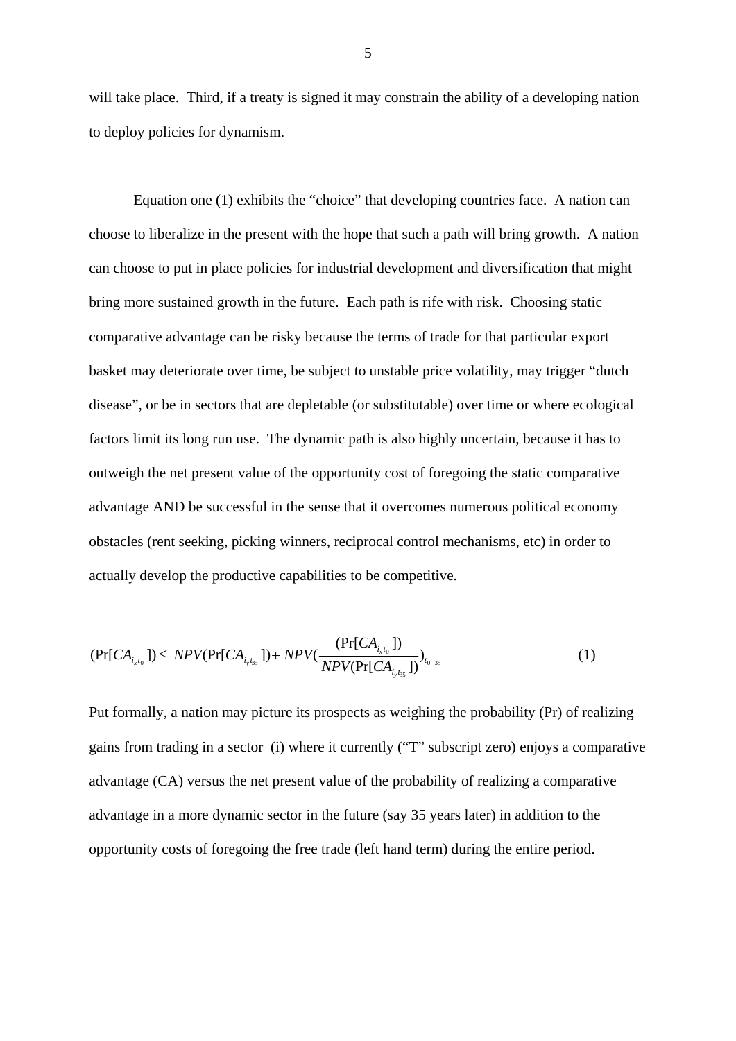will take place. Third, if a treaty is signed it may constrain the ability of a developing nation to deploy policies for dynamism.

Equation one (1) exhibits the "choice" that developing countries face. A nation can choose to liberalize in the present with the hope that such a path will bring growth. A nation can choose to put in place policies for industrial development and diversification that might bring more sustained growth in the future. Each path is rife with risk. Choosing static comparative advantage can be risky because the terms of trade for that particular export basket may deteriorate over time, be subject to unstable price volatility, may trigger "dutch disease", or be in sectors that are depletable (or substitutable) over time or where ecological factors limit its long run use. The dynamic path is also highly uncertain, because it has to outweigh the net present value of the opportunity cost of foregoing the static comparative advantage AND be successful in the sense that it overcomes numerous political economy obstacles (rent seeking, picking winners, reciprocal control mechanisms, etc) in order to actually develop the productive capabilities to be competitive.

$$(\Pr[CA_{i_x t_0}]) \leq NPV(\Pr[CA_{i_y t_{35}}]) + NPV\left(\frac{(\Pr[CA_{i_x t_0}])}{NPV(\Pr[CA_{i_y t_{35}}])}\right)_{t_{0-35}} \qquad (1)$$

Put formally, a nation may picture its prospects as weighing the probability (Pr) of realizing gains from trading in a sector (i) where it currently ("T" subscript zero) enjoys a comparative advantage (CA) versus the net present value of the probability of realizing a comparative advantage in a more dynamic sector in the future (say 35 years later) in addition to the opportunity costs of foregoing the free trade (left hand term) during the entire period.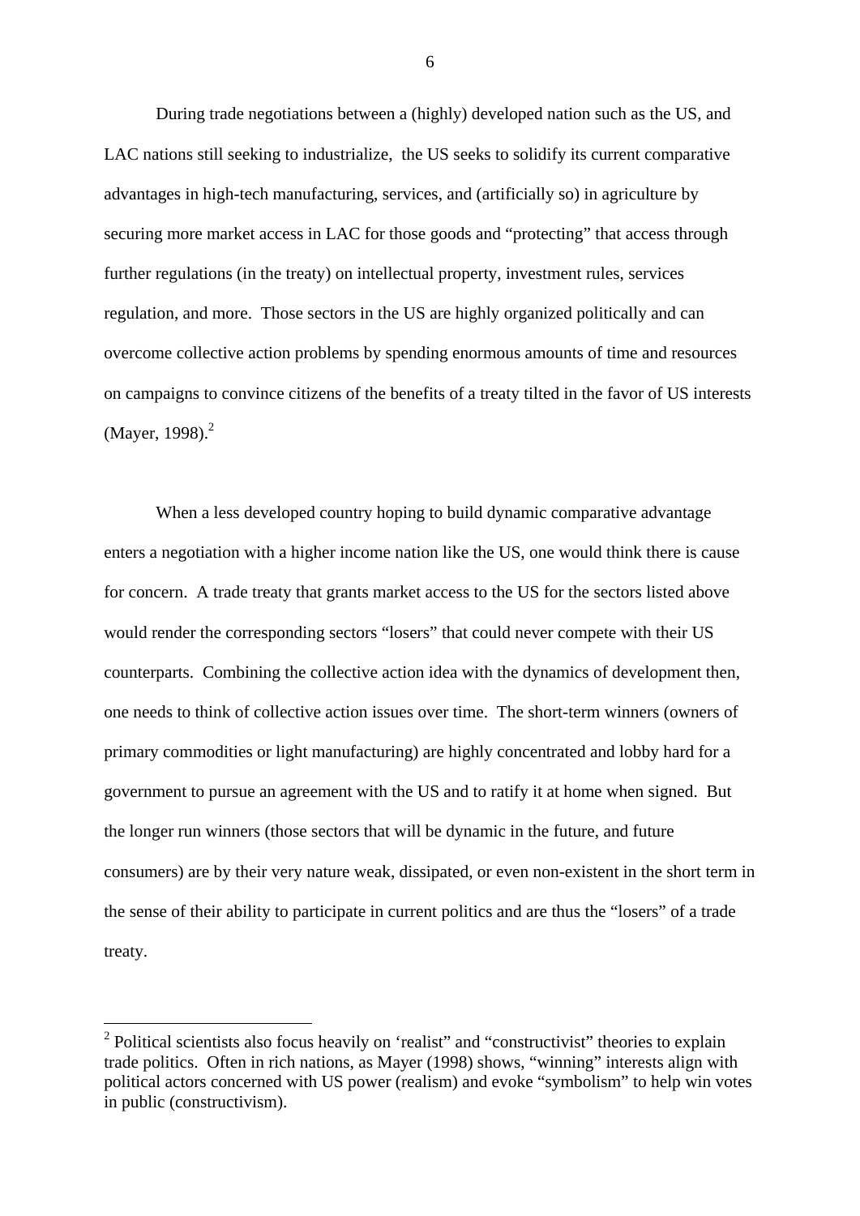During trade negotiations between a (highly) developed nation such as the US, and LAC nations still seeking to industrialize, the US seeks to solidify its current comparative advantages in high-tech manufacturing, services, and (artificially so) in agriculture by securing more market access in LAC for those goods and "protecting" that access through further regulations (in the treaty) on intellectual property, investment rules, services regulation, and more. Those sectors in the US are highly organized politically and can overcome collective action problems by spending enormous amounts of time and resources on campaigns to convince citizens of the benefits of a treaty tilted in the favor of US interests (Mayer, 1998).[2]

When a less developed country hoping to build dynamic comparative advantage enters a negotiation with a higher income nation like the US, one would think there is cause for concern. A trade treaty that grants market access to the US for the sectors listed above would render the corresponding sectors "losers" that could never compete with their US counterparts. Combining the collective action idea with the dynamics of development then, one needs to think of collective action issues over time. The short-term winners (owners of primary commodities or light manufacturing) are highly concentrated and lobby hard for a government to pursue an agreement with the US and to ratify it at home when signed. But the longer run winners (those sectors that will be dynamic in the future, and future consumers) are by their very nature weak, dissipated, or even non-existent in the short term in the sense of their ability to participate in current politics and are thus the "losers" of a trade treaty.

[2] Political scientists also focus heavily on 'realist" and "constructivist" theories to explain trade politics. Often in rich nations, as Mayer (1998) shows, "winning" interests align with political actors concerned with US power (realism) and evoke "symbolism" to help win votes in public (constructivism).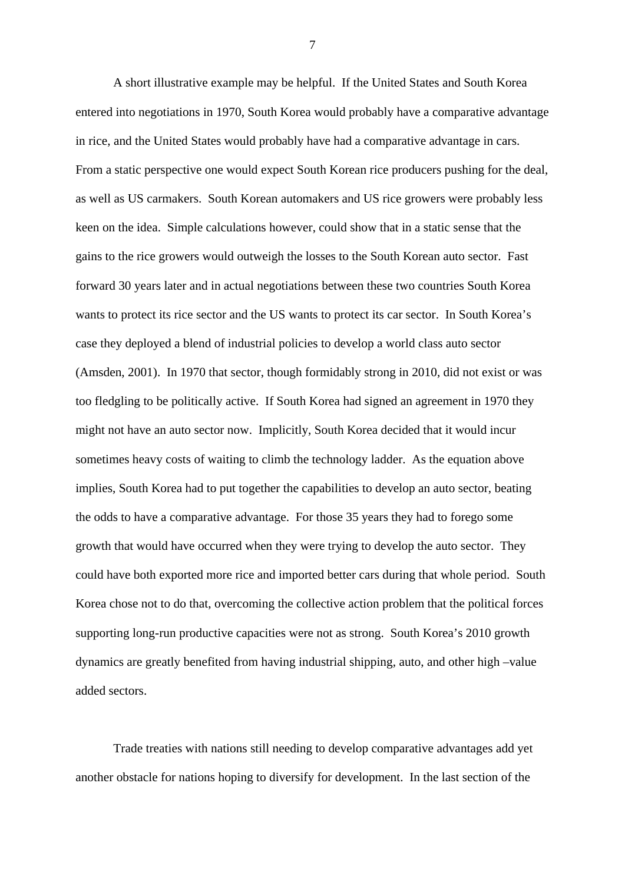A short illustrative example may be helpful. If the United States and South Korea entered into negotiations in 1970, South Korea would probably have a comparative advantage in rice, and the United States would probably have had a comparative advantage in cars. From a static perspective one would expect South Korean rice producers pushing for the deal, as well as US carmakers. South Korean automakers and US rice growers were probably less keen on the idea. Simple calculations however, could show that in a static sense that the gains to the rice growers would outweigh the losses to the South Korean auto sector. Fast forward 30 years later and in actual negotiations between these two countries South Korea wants to protect its rice sector and the US wants to protect its car sector. In South Korea's case they deployed a blend of industrial policies to develop a world class auto sector (Amsden, 2001). In 1970 that sector, though formidably strong in 2010, did not exist or was too fledgling to be politically active. If South Korea had signed an agreement in 1970 they might not have an auto sector now. Implicitly, South Korea decided that it would incur sometimes heavy costs of waiting to climb the technology ladder. As the equation above implies, South Korea had to put together the capabilities to develop an auto sector, beating the odds to have a comparative advantage. For those 35 years they had to forego some growth that would have occurred when they were trying to develop the auto sector. They could have both exported more rice and imported better cars during that whole period. South Korea chose not to do that, overcoming the collective action problem that the political forces supporting long-run productive capacities were not as strong. South Korea's 2010 growth dynamics are greatly benefited from having industrial shipping, auto, and other high –value added sectors.

Trade treaties with nations still needing to develop comparative advantages add yet another obstacle for nations hoping to diversify for development. In the last section of the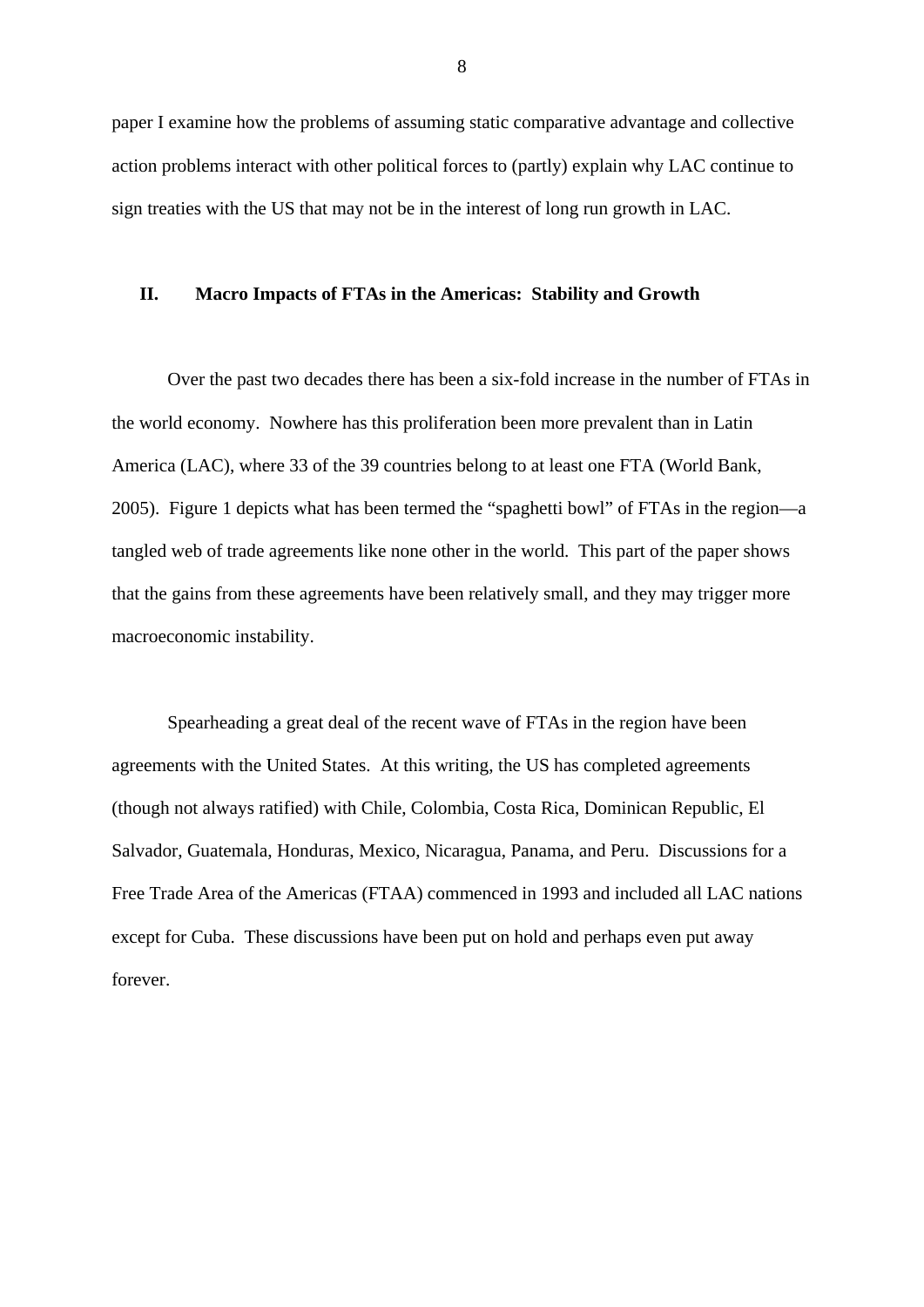paper I examine how the problems of assuming static comparative advantage and collective action problems interact with other political forces to (partly) explain why LAC continue to sign treaties with the US that may not be in the interest of long run growth in LAC.

## II. Macro Impacts of FTAs in the Americas: Stability and Growth

Over the past two decades there has been a six-fold increase in the number of FTAs in the world economy. Nowhere has this proliferation been more prevalent than in Latin America (LAC), where 33 of the 39 countries belong to at least one FTA (World Bank, 2005). Figure 1 depicts what has been termed the "spaghetti bowl" of FTAs in the region—a tangled web of trade agreements like none other in the world. This part of the paper shows that the gains from these agreements have been relatively small, and they may trigger more macroeconomic instability.

Spearheading a great deal of the recent wave of FTAs in the region have been agreements with the United States. At this writing, the US has completed agreements (though not always ratified) with Chile, Colombia, Costa Rica, Dominican Republic, El Salvador, Guatemala, Honduras, Mexico, Nicaragua, Panama, and Peru. Discussions for a Free Trade Area of the Americas (FTAA) commenced in 1993 and included all LAC nations except for Cuba. These discussions have been put on hold and perhaps even put away forever.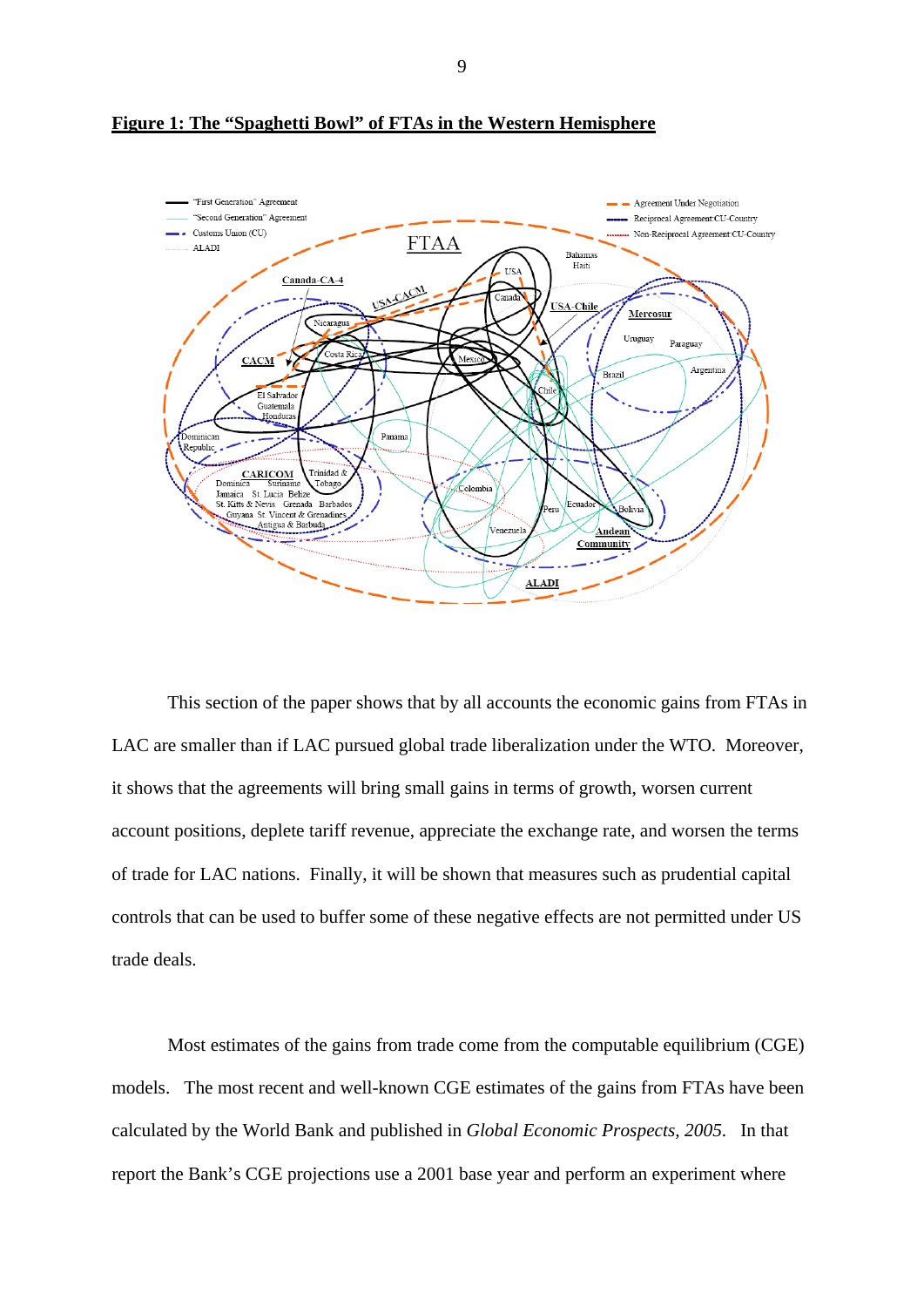**Figure 1: The "Spaghetti Bowl" of FTAs in the Western Hemisphere**

This section of the paper shows that by all accounts the economic gains from FTAs in LAC are smaller than if LAC pursued global trade liberalization under the WTO. Moreover, it shows that the agreements will bring small gains in terms of growth, worsen current account positions, deplete tariff revenue, appreciate the exchange rate, and worsen the terms of trade for LAC nations. Finally, it will be shown that measures such as prudential capital controls that can be used to buffer some of these negative effects are not permitted under US trade deals.

Most estimates of the gains from trade come from the computable equilibrium (CGE) models. The most recent and well-known CGE estimates of the gains from FTAs have been calculated by the World Bank and published in *Global Economic Prospects, 2005*. In that report the Bank's CGE projections use a 2001 base year and perform an experiment where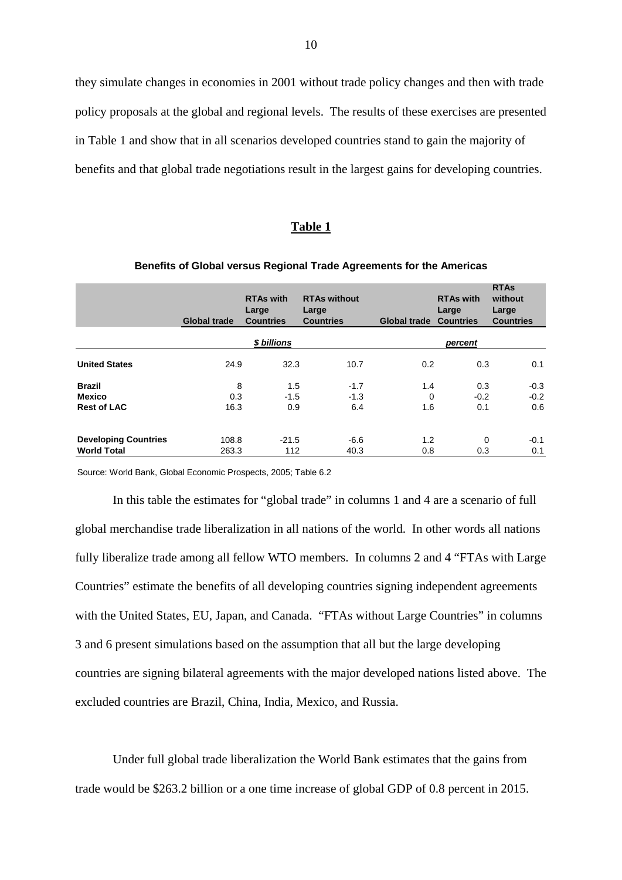they simulate changes in economies in 2001 without trade policy changes and then with trade policy proposals at the global and regional levels. The results of these exercises are presented in Table 1 and show that in all scenarios developed countries stand to gain the majority of benefits and that global trade negotiations result in the largest gains for developing countries.

**Table 1**

**Benefits of Global versus Regional Trade Agreements for the Americas**

| | Global trade | RTAs with Large Countries | RTAs without Large Countries | Global trade | RTAs with Large Countries | RTAs without Large Countries |
|---|---|---|---|---|---|---|
| | | *$ billions* | | | *percent* | |
| **United States** | 24.9 | 32.3 | 10.7 | 0.2 | 0.3 | 0.1 |
| **Brazil** | 8 | 1.5 | -1.7 | 1.4 | 0.3 | -0.3 |
| **Mexico** | 0.3 | -1.5 | -1.3 | 0 | -0.2 | -0.2 |
| **Rest of LAC** | 16.3 | 0.9 | 6.4 | 1.6 | 0.1 | 0.6 |
| **Developing Countries** | 108.8 | -21.5 | -6.6 | 1.2 | 0 | -0.1 |
| **World Total** | 263.3 | 112 | 40.3 | 0.8 | 0.3 | 0.1 |

Source: World Bank, Global Economic Prospects, 2005; Table 6.2

In this table the estimates for "global trade" in columns 1 and 4 are a scenario of full global merchandise trade liberalization in all nations of the world. In other words all nations fully liberalize trade among all fellow WTO members. In columns 2 and 4 "FTAs with Large Countries" estimate the benefits of all developing countries signing independent agreements with the United States, EU, Japan, and Canada. "FTAs without Large Countries" in columns 3 and 6 present simulations based on the assumption that all but the large developing countries are signing bilateral agreements with the major developed nations listed above. The excluded countries are Brazil, China, India, Mexico, and Russia.

Under full global trade liberalization the World Bank estimates that the gains from trade would be $263.2 billion or a one time increase of global GDP of 0.8 percent in 2015.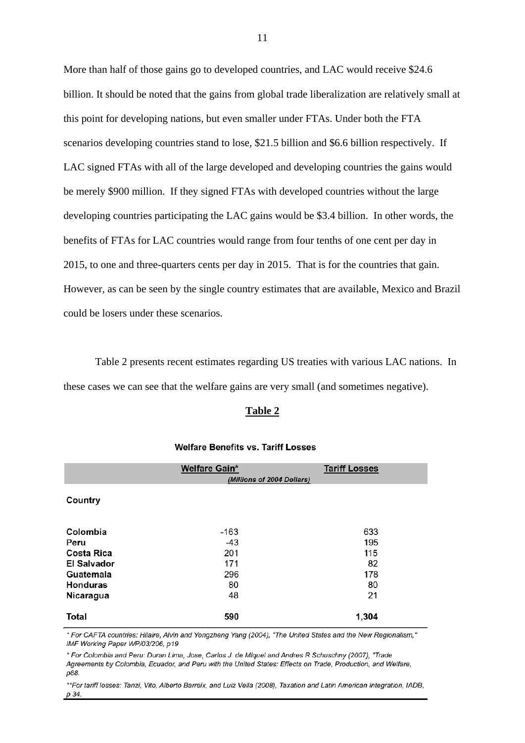More than half of those gains go to developed countries, and LAC would receive $24.6 billion. It should be noted that the gains from global trade liberalization are relatively small at this point for developing nations, but even smaller under FTAs. Under both the FTA scenarios developing countries stand to lose, $21.5 billion and $6.6 billion respectively. If LAC signed FTAs with all of the large developed and developing countries the gains would be merely $900 million. If they signed FTAs with developed countries without the large developing countries participating the LAC gains would be $3.4 billion. In other words, the benefits of FTAs for LAC countries would range from four tenths of one cent per day in 2015, to one and three-quarters cents per day in 2015. That is for the countries that gain. However, as can be seen by the single country estimates that are available, Mexico and Brazil could be losers under these scenarios.

Table 2 presents recent estimates regarding US treaties with various LAC nations. In these cases we can see that the welfare gains are very small (and sometimes negative).

**Table 2**

**Welfare Benefits vs. Tariff Losses**

| Country | Welfare Gain* | Tariff Losses |
|---|---|---|
| | *(Millions of 2004 Dollars)* | |
| Colombia | -163 | 633 |
| Peru | -43 | 195 |
| Costa Rica | 201 | 115 |
| El Salvador | 171 | 82 |
| Guatemala | 296 | 178 |
| Honduras | 80 | 80 |
| Nicaragua | 48 | 21 |
| **Total** | **590** | **1,304** |

*\* For CAFTA countries: Hilaire, Alvin and Yongzheng Yang (2004), "The United States and the New Regionalism," IMF Working Paper WP/03/206, p19*

*\* For Colombia and Peru: Duran Lima, Jose, Carlos J. de Miquel and Andres R Schuschny (2007), "Trade Agreements by Colombia, Ecuador, and Peru with the United States: Effects on Trade, Production, and Welfare, p88.*

*\*\*For tariff losses: Tanzi, Vito, Alberto Barreix, and Luiz Vella (2008), Taxation and Latin American Integration, IADB, p 34.*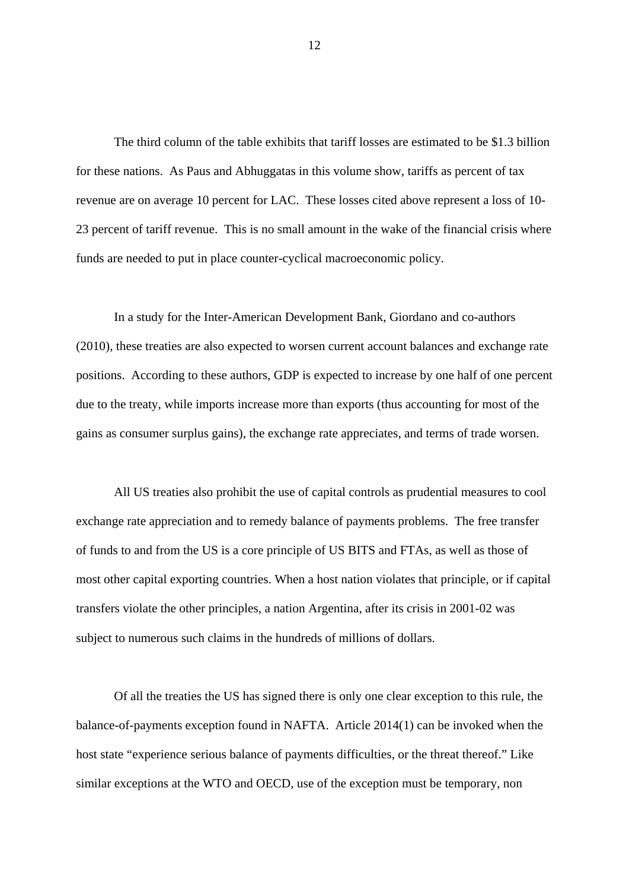The third column of the table exhibits that tariff losses are estimated to be $1.3 billion for these nations. As Paus and Abhuggatas in this volume show, tariffs as percent of tax revenue are on average 10 percent for LAC. These losses cited above represent a loss of 10-23 percent of tariff revenue. This is no small amount in the wake of the financial crisis where funds are needed to put in place counter-cyclical macroeconomic policy.

In a study for the Inter-American Development Bank, Giordano and co-authors (2010), these treaties are also expected to worsen current account balances and exchange rate positions. According to these authors, GDP is expected to increase by one half of one percent due to the treaty, while imports increase more than exports (thus accounting for most of the gains as consumer surplus gains), the exchange rate appreciates, and terms of trade worsen.

All US treaties also prohibit the use of capital controls as prudential measures to cool exchange rate appreciation and to remedy balance of payments problems. The free transfer of funds to and from the US is a core principle of US BITS and FTAs, as well as those of most other capital exporting countries. When a host nation violates that principle, or if capital transfers violate the other principles, a nation Argentina, after its crisis in 2001-02 was subject to numerous such claims in the hundreds of millions of dollars.

Of all the treaties the US has signed there is only one clear exception to this rule, the balance-of-payments exception found in NAFTA. Article 2014(1) can be invoked when the host state "experience serious balance of payments difficulties, or the threat thereof." Like similar exceptions at the WTO and OECD, use of the exception must be temporary, non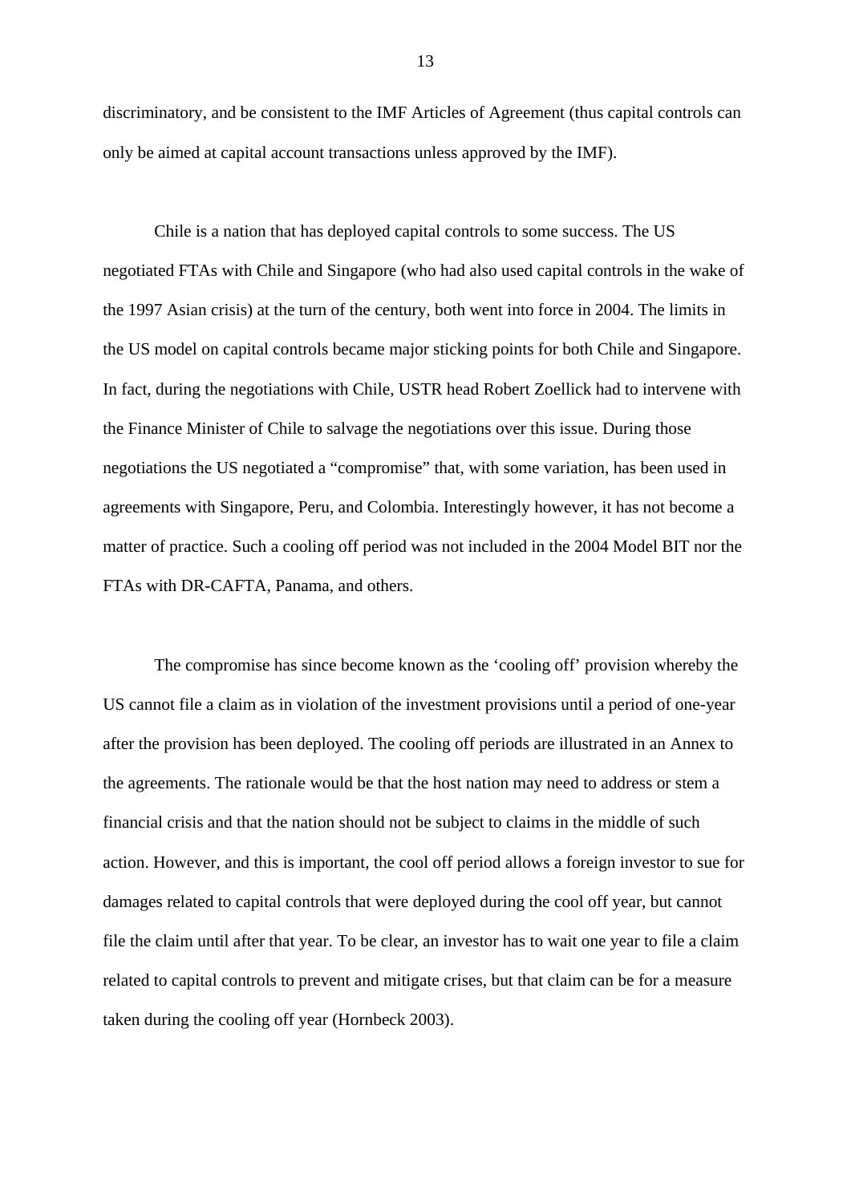discriminatory, and be consistent to the IMF Articles of Agreement (thus capital controls can only be aimed at capital account transactions unless approved by the IMF).

Chile is a nation that has deployed capital controls to some success. The US negotiated FTAs with Chile and Singapore (who had also used capital controls in the wake of the 1997 Asian crisis) at the turn of the century, both went into force in 2004. The limits in the US model on capital controls became major sticking points for both Chile and Singapore. In fact, during the negotiations with Chile, USTR head Robert Zoellick had to intervene with the Finance Minister of Chile to salvage the negotiations over this issue. During those negotiations the US negotiated a "compromise" that, with some variation, has been used in agreements with Singapore, Peru, and Colombia. Interestingly however, it has not become a matter of practice. Such a cooling off period was not included in the 2004 Model BIT nor the FTAs with DR-CAFTA, Panama, and others.

The compromise has since become known as the 'cooling off' provision whereby the US cannot file a claim as in violation of the investment provisions until a period of one-year after the provision has been deployed. The cooling off periods are illustrated in an Annex to the agreements. The rationale would be that the host nation may need to address or stem a financial crisis and that the nation should not be subject to claims in the middle of such action. However, and this is important, the cool off period allows a foreign investor to sue for damages related to capital controls that were deployed during the cool off year, but cannot file the claim until after that year. To be clear, an investor has to wait one year to file a claim related to capital controls to prevent and mitigate crises, but that claim can be for a measure taken during the cooling off year (Hornbeck 2003).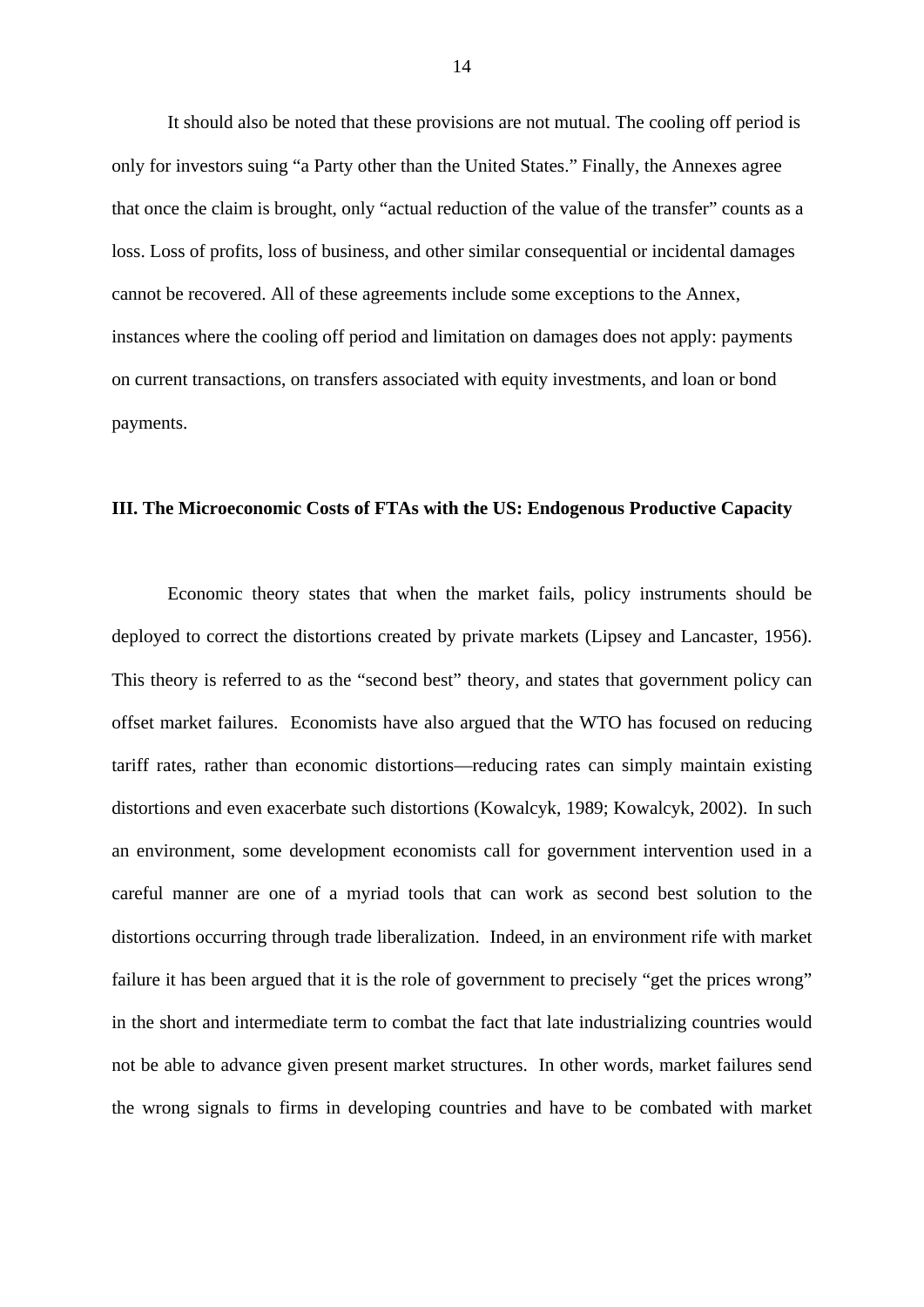It should also be noted that these provisions are not mutual. The cooling off period is only for investors suing "a Party other than the United States." Finally, the Annexes agree that once the claim is brought, only "actual reduction of the value of the transfer" counts as a loss. Loss of profits, loss of business, and other similar consequential or incidental damages cannot be recovered. All of these agreements include some exceptions to the Annex, instances where the cooling off period and limitation on damages does not apply: payments on current transactions, on transfers associated with equity investments, and loan or bond payments.

## III. The Microeconomic Costs of FTAs with the US: Endogenous Productive Capacity

Economic theory states that when the market fails, policy instruments should be deployed to correct the distortions created by private markets (Lipsey and Lancaster, 1956). This theory is referred to as the "second best" theory, and states that government policy can offset market failures. Economists have also argued that the WTO has focused on reducing tariff rates, rather than economic distortions—reducing rates can simply maintain existing distortions and even exacerbate such distortions (Kowalcyk, 1989; Kowalcyk, 2002). In such an environment, some development economists call for government intervention used in a careful manner are one of a myriad tools that can work as second best solution to the distortions occurring through trade liberalization. Indeed, in an environment rife with market failure it has been argued that it is the role of government to precisely "get the prices wrong" in the short and intermediate term to combat the fact that late industrializing countries would not be able to advance given present market structures. In other words, market failures send the wrong signals to firms in developing countries and have to be combated with market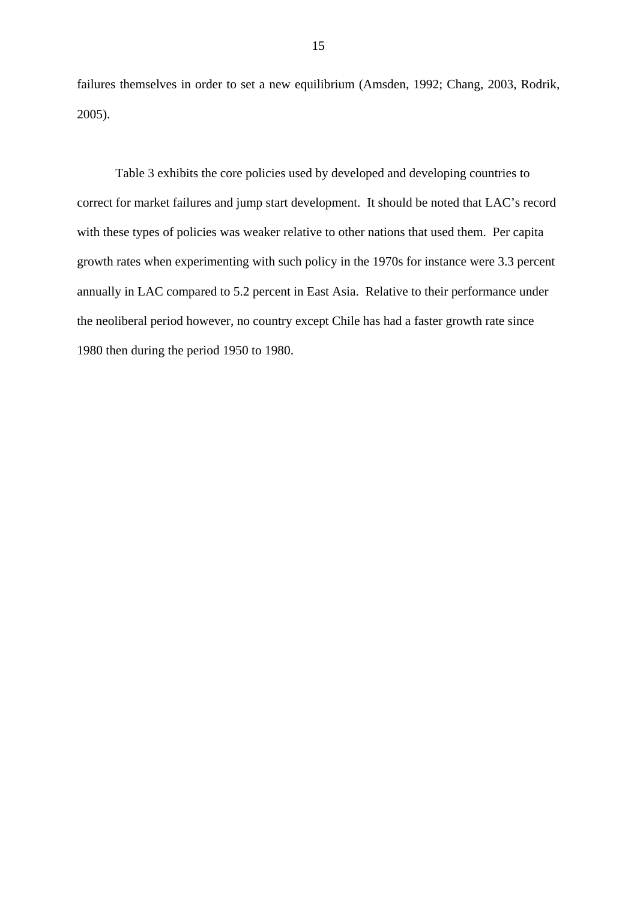failures themselves in order to set a new equilibrium (Amsden, 1992; Chang, 2003, Rodrik, 2005).

Table 3 exhibits the core policies used by developed and developing countries to correct for market failures and jump start development. It should be noted that LAC's record with these types of policies was weaker relative to other nations that used them. Per capita growth rates when experimenting with such policy in the 1970s for instance were 3.3 percent annually in LAC compared to 5.2 percent in East Asia. Relative to their performance under the neoliberal period however, no country except Chile has had a faster growth rate since 1980 then during the period 1950 to 1980.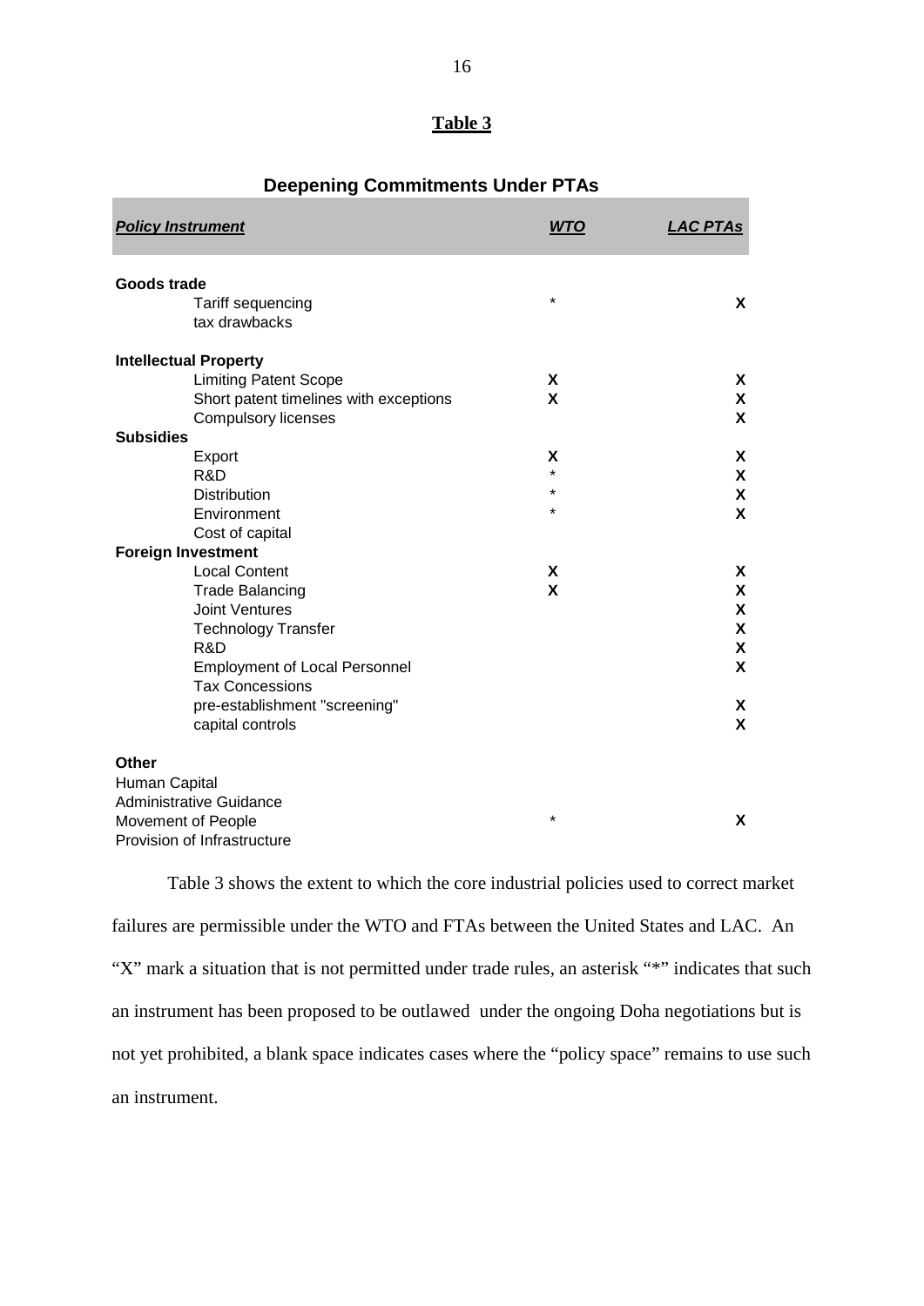## Table 3

### Deepening Commitments Under PTAs

| *Policy Instrument* | *WTO* | *LAC PTAs* |
|---|---|---|
| **Goods trade** | | |
| Tariff sequencing | * | X |
| tax drawbacks | | |
| **Intellectual Property** | | |
| Limiting Patent Scope | X | X |
| Short patent timelines with exceptions | X | X |
| Compulsory licenses | | X |
| **Subsidies** | | |
| Export | X | X |
| R&D | * | X |
| Distribution | * | X |
| Environment | * | X |
| Cost of capital | | |
| **Foreign Investment** | | |
| Local Content | X | X |
| Trade Balancing | X | X |
| Joint Ventures | | X |
| Technology Transfer | | X |
| R&D | | X |
| Employment of Local Personnel | | X |
| Tax Concessions | | |
| pre-establishment "screening" | | X |
| capital controls | | X |
| **Other** | | |
| Human Capital | | |
| Administrative Guidance | | |
| Movement of People | * | X |
| Provision of Infrastructure | | |

Table 3 shows the extent to which the core industrial policies used to correct market failures are permissible under the WTO and FTAs between the United States and LAC. An "X" mark a situation that is not permitted under trade rules, an asterisk "*" indicates that such an instrument has been proposed to be outlawed under the ongoing Doha negotiations but is not yet prohibited, a blank space indicates cases where the "policy space" remains to use such an instrument.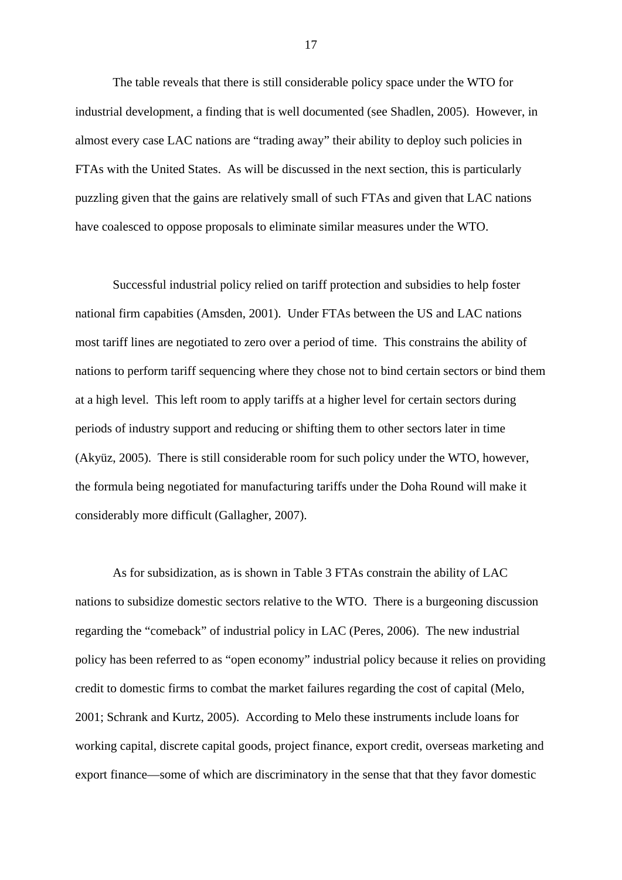The table reveals that there is still considerable policy space under the WTO for industrial development, a finding that is well documented (see Shadlen, 2005). However, in almost every case LAC nations are "trading away" their ability to deploy such policies in FTAs with the United States. As will be discussed in the next section, this is particularly puzzling given that the gains are relatively small of such FTAs and given that LAC nations have coalesced to oppose proposals to eliminate similar measures under the WTO.

Successful industrial policy relied on tariff protection and subsidies to help foster national firm capabities (Amsden, 2001). Under FTAs between the US and LAC nations most tariff lines are negotiated to zero over a period of time. This constrains the ability of nations to perform tariff sequencing where they chose not to bind certain sectors or bind them at a high level. This left room to apply tariffs at a higher level for certain sectors during periods of industry support and reducing or shifting them to other sectors later in time (Akyüz, 2005). There is still considerable room for such policy under the WTO, however, the formula being negotiated for manufacturing tariffs under the Doha Round will make it considerably more difficult (Gallagher, 2007).

As for subsidization, as is shown in Table 3 FTAs constrain the ability of LAC nations to subsidize domestic sectors relative to the WTO. There is a burgeoning discussion regarding the "comeback" of industrial policy in LAC (Peres, 2006). The new industrial policy has been referred to as "open economy" industrial policy because it relies on providing credit to domestic firms to combat the market failures regarding the cost of capital (Melo, 2001; Schrank and Kurtz, 2005). According to Melo these instruments include loans for working capital, discrete capital goods, project finance, export credit, overseas marketing and export finance—some of which are discriminatory in the sense that that they favor domestic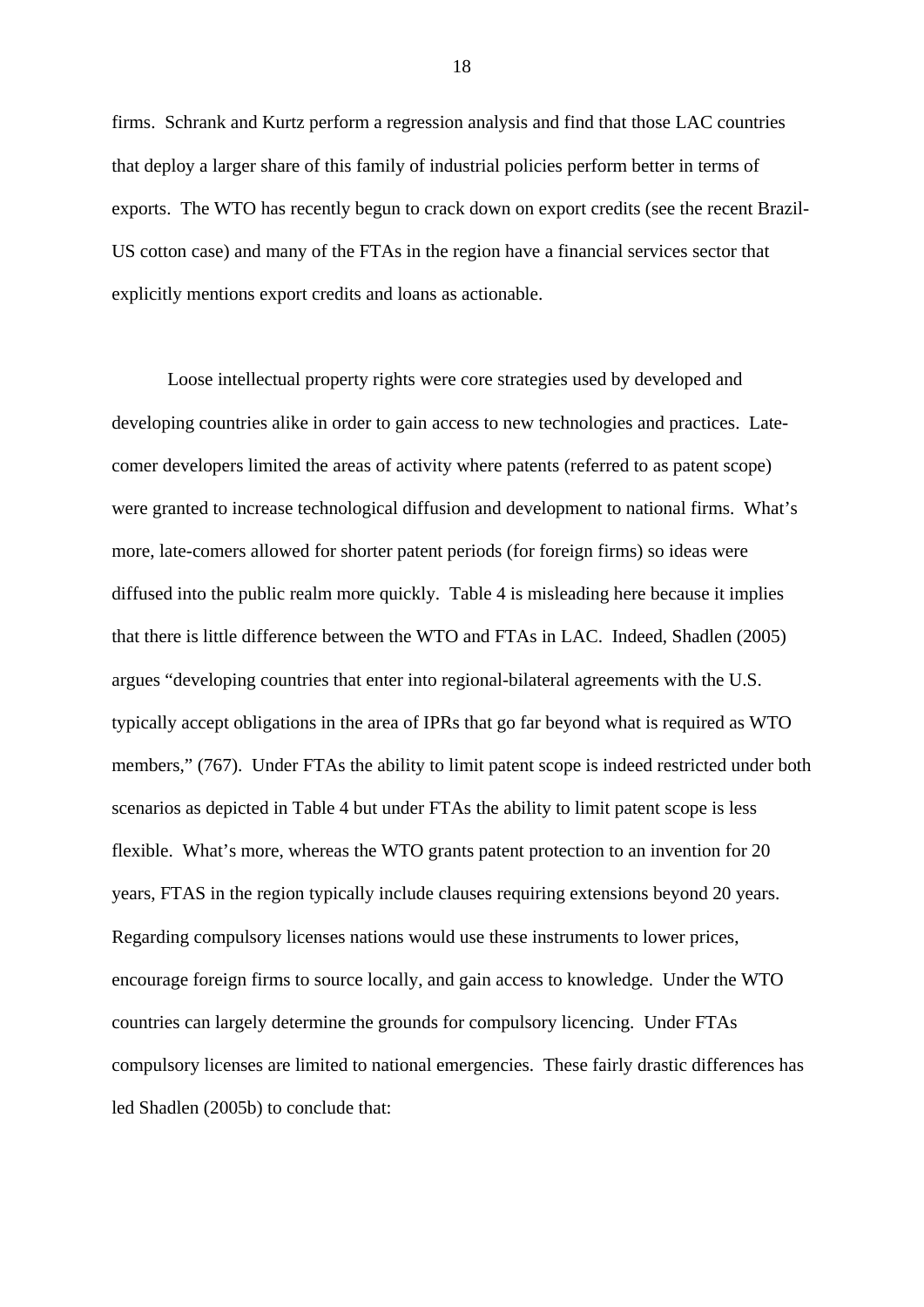firms. Schrank and Kurtz perform a regression analysis and find that those LAC countries that deploy a larger share of this family of industrial policies perform better in terms of exports. The WTO has recently begun to crack down on export credits (see the recent Brazil-US cotton case) and many of the FTAs in the region have a financial services sector that explicitly mentions export credits and loans as actionable.

Loose intellectual property rights were core strategies used by developed and developing countries alike in order to gain access to new technologies and practices. Late-comer developers limited the areas of activity where patents (referred to as patent scope) were granted to increase technological diffusion and development to national firms. What's more, late-comers allowed for shorter patent periods (for foreign firms) so ideas were diffused into the public realm more quickly. Table 4 is misleading here because it implies that there is little difference between the WTO and FTAs in LAC. Indeed, Shadlen (2005) argues "developing countries that enter into regional-bilateral agreements with the U.S. typically accept obligations in the area of IPRs that go far beyond what is required as WTO members," (767). Under FTAs the ability to limit patent scope is indeed restricted under both scenarios as depicted in Table 4 but under FTAs the ability to limit patent scope is less flexible. What's more, whereas the WTO grants patent protection to an invention for 20 years, FTAS in the region typically include clauses requiring extensions beyond 20 years. Regarding compulsory licenses nations would use these instruments to lower prices, encourage foreign firms to source locally, and gain access to knowledge. Under the WTO countries can largely determine the grounds for compulsory licencing. Under FTAs compulsory licenses are limited to national emergencies. These fairly drastic differences has led Shadlen (2005b) to conclude that: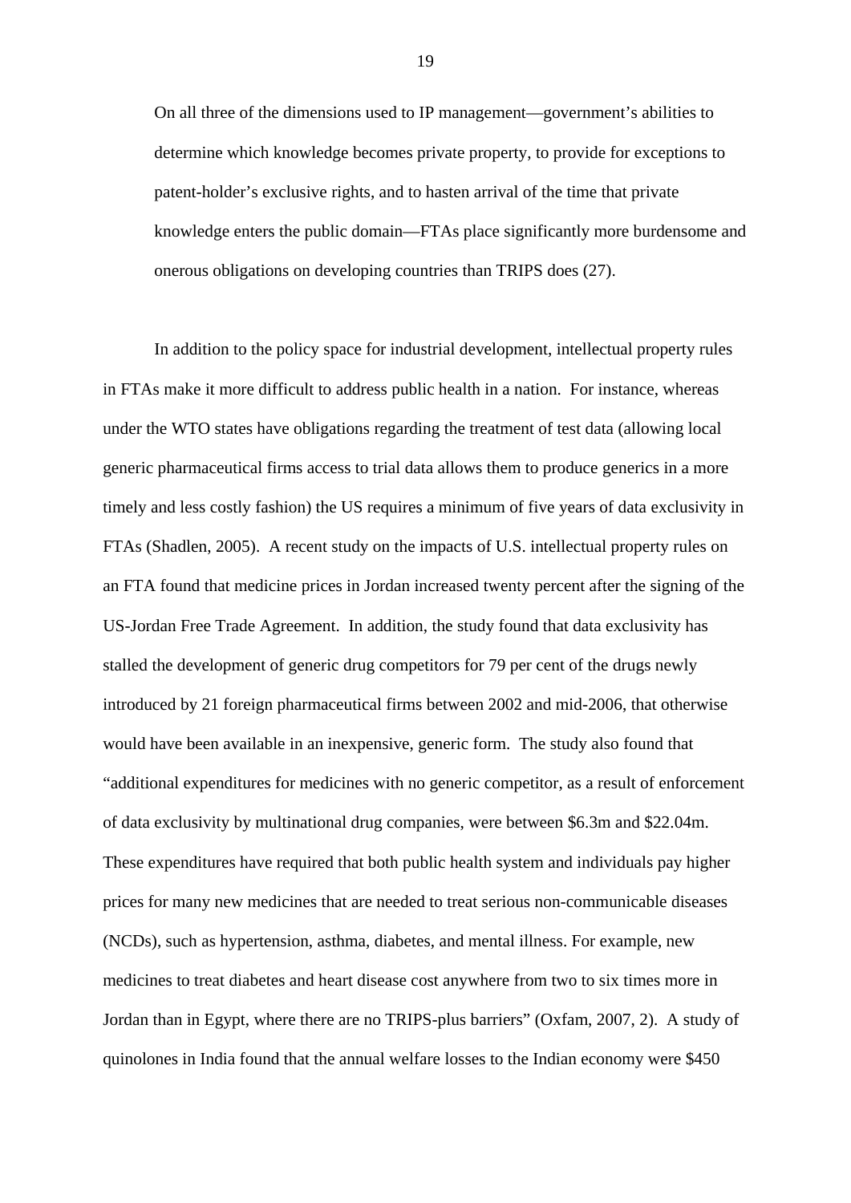> On all three of the dimensions used to IP management—government's abilities to determine which knowledge becomes private property, to provide for exceptions to patent-holder's exclusive rights, and to hasten arrival of the time that private knowledge enters the public domain—FTAs place significantly more burdensome and onerous obligations on developing countries than TRIPS does (27).

In addition to the policy space for industrial development, intellectual property rules in FTAs make it more difficult to address public health in a nation. For instance, whereas under the WTO states have obligations regarding the treatment of test data (allowing local generic pharmaceutical firms access to trial data allows them to produce generics in a more timely and less costly fashion) the US requires a minimum of five years of data exclusivity in FTAs (Shadlen, 2005). A recent study on the impacts of U.S. intellectual property rules on an FTA found that medicine prices in Jordan increased twenty percent after the signing of the US-Jordan Free Trade Agreement. In addition, the study found that data exclusivity has stalled the development of generic drug competitors for 79 per cent of the drugs newly introduced by 21 foreign pharmaceutical firms between 2002 and mid-2006, that otherwise would have been available in an inexpensive, generic form. The study also found that "additional expenditures for medicines with no generic competitor, as a result of enforcement of data exclusivity by multinational drug companies, were between $6.3m and $22.04m. These expenditures have required that both public health system and individuals pay higher prices for many new medicines that are needed to treat serious non-communicable diseases (NCDs), such as hypertension, asthma, diabetes, and mental illness. For example, new medicines to treat diabetes and heart disease cost anywhere from two to six times more in Jordan than in Egypt, where there are no TRIPS-plus barriers" (Oxfam, 2007, 2). A study of quinolones in India found that the annual welfare losses to the Indian economy were $450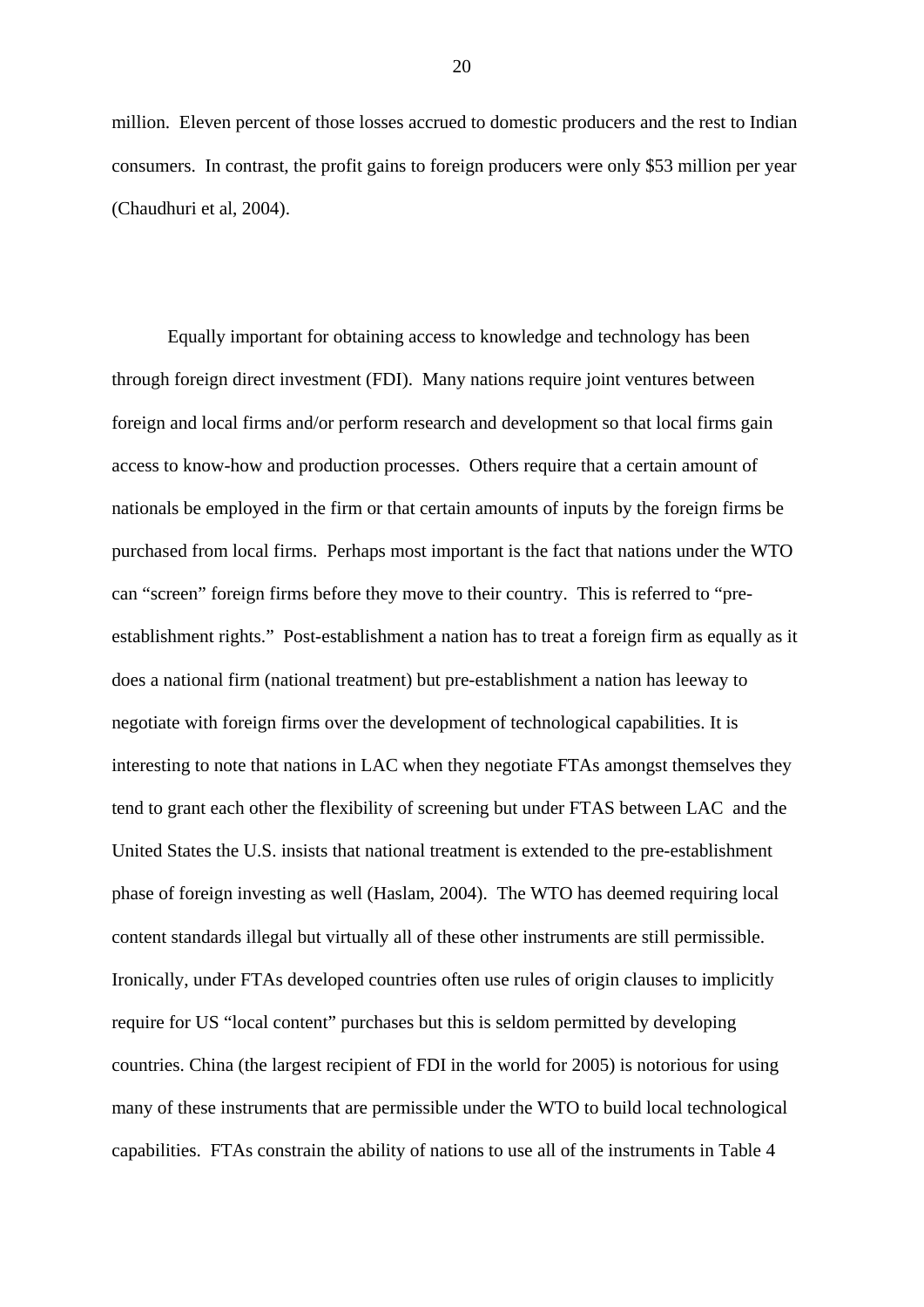million. Eleven percent of those losses accrued to domestic producers and the rest to Indian consumers. In contrast, the profit gains to foreign producers were only $53 million per year (Chaudhuri et al, 2004).

Equally important for obtaining access to knowledge and technology has been through foreign direct investment (FDI). Many nations require joint ventures between foreign and local firms and/or perform research and development so that local firms gain access to know-how and production processes. Others require that a certain amount of nationals be employed in the firm or that certain amounts of inputs by the foreign firms be purchased from local firms. Perhaps most important is the fact that nations under the WTO can "screen" foreign firms before they move to their country. This is referred to "pre-establishment rights." Post-establishment a nation has to treat a foreign firm as equally as it does a national firm (national treatment) but pre-establishment a nation has leeway to negotiate with foreign firms over the development of technological capabilities. It is interesting to note that nations in LAC when they negotiate FTAs amongst themselves they tend to grant each other the flexibility of screening but under FTAS between LAC and the United States the U.S. insists that national treatment is extended to the pre-establishment phase of foreign investing as well (Haslam, 2004). The WTO has deemed requiring local content standards illegal but virtually all of these other instruments are still permissible. Ironically, under FTAs developed countries often use rules of origin clauses to implicitly require for US "local content" purchases but this is seldom permitted by developing countries. China (the largest recipient of FDI in the world for 2005) is notorious for using many of these instruments that are permissible under the WTO to build local technological capabilities. FTAs constrain the ability of nations to use all of the instruments in Table 4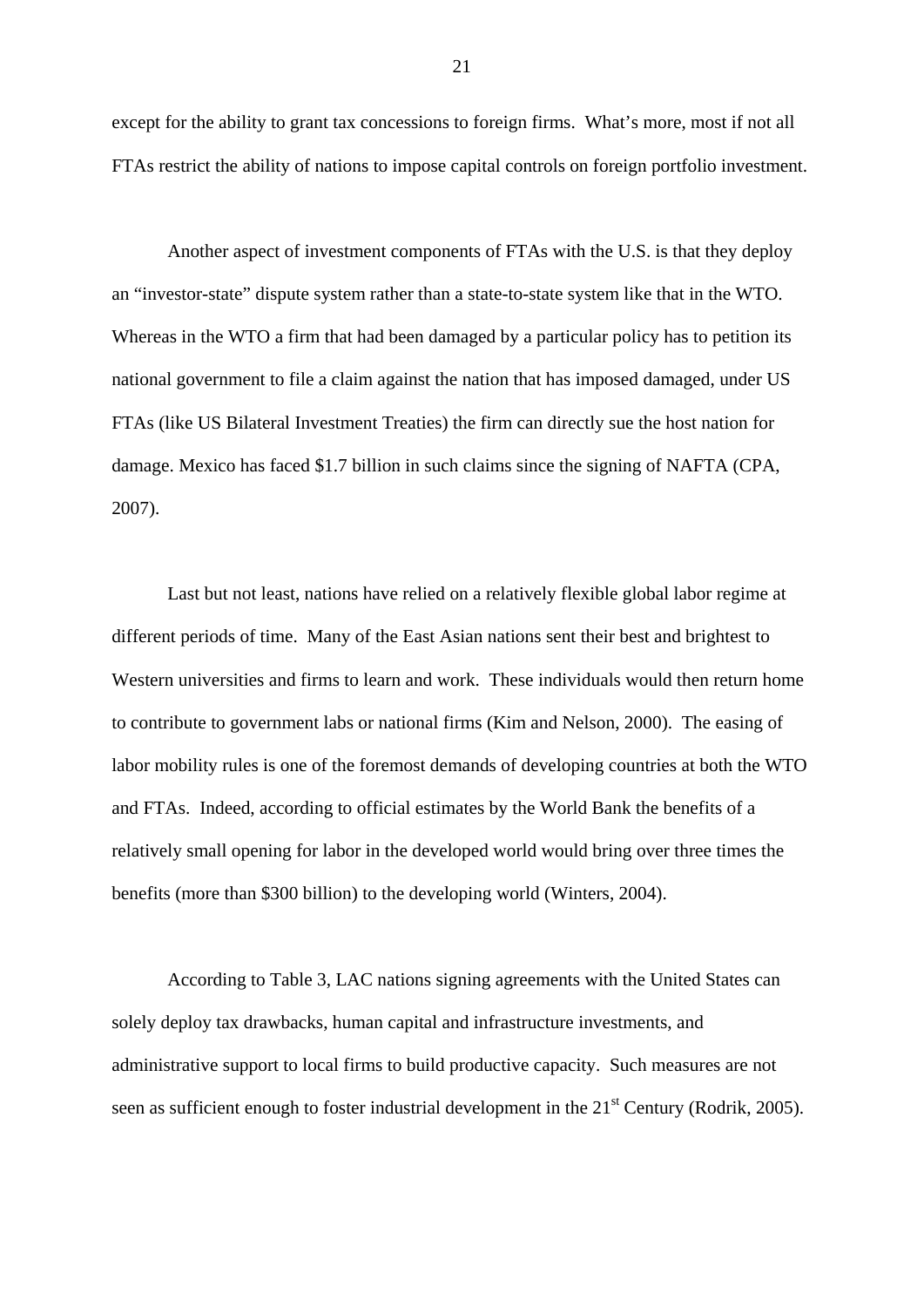except for the ability to grant tax concessions to foreign firms.  What's more, most if not all FTAs restrict the ability of nations to impose capital controls on foreign portfolio investment.

Another aspect of investment components of FTAs with the U.S. is that they deploy an "investor-state" dispute system rather than a state-to-state system like that in the WTO. Whereas in the WTO a firm that had been damaged by a particular policy has to petition its national government to file a claim against the nation that has imposed damaged, under US FTAs (like US Bilateral Investment Treaties) the firm can directly sue the host nation for damage. Mexico has faced $1.7 billion in such claims since the signing of NAFTA (CPA, 2007).

Last but not least, nations have relied on a relatively flexible global labor regime at different periods of time.  Many of the East Asian nations sent their best and brightest to Western universities and firms to learn and work.  These individuals would then return home to contribute to government labs or national firms (Kim and Nelson, 2000).  The easing of labor mobility rules is one of the foremost demands of developing countries at both the WTO and FTAs.  Indeed, according to official estimates by the World Bank the benefits of a relatively small opening for labor in the developed world would bring over three times the benefits (more than $300 billion) to the developing world (Winters, 2004).

According to Table 3, LAC nations signing agreements with the United States can solely deploy tax drawbacks, human capital and infrastructure investments, and administrative support to local firms to build productive capacity.  Such measures are not seen as sufficient enough to foster industrial development in the 21st Century (Rodrik, 2005).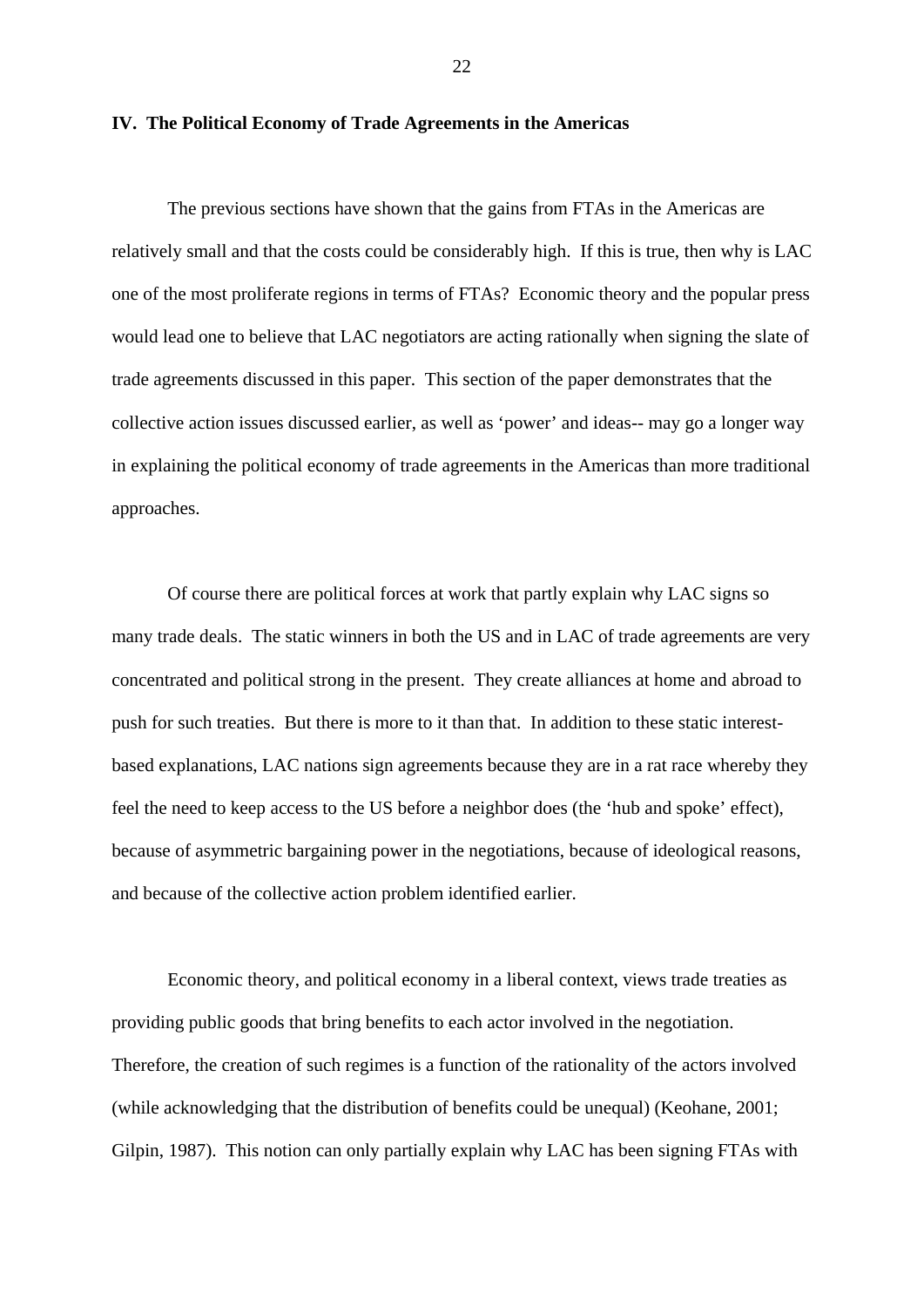**IV. The Political Economy of Trade Agreements in the Americas**

The previous sections have shown that the gains from FTAs in the Americas are relatively small and that the costs could be considerably high. If this is true, then why is LAC one of the most proliferate regions in terms of FTAs? Economic theory and the popular press would lead one to believe that LAC negotiators are acting rationally when signing the slate of trade agreements discussed in this paper. This section of the paper demonstrates that the collective action issues discussed earlier, as well as 'power' and ideas-- may go a longer way in explaining the political economy of trade agreements in the Americas than more traditional approaches.

Of course there are political forces at work that partly explain why LAC signs so many trade deals. The static winners in both the US and in LAC of trade agreements are very concentrated and political strong in the present. They create alliances at home and abroad to push for such treaties. But there is more to it than that. In addition to these static interest-based explanations, LAC nations sign agreements because they are in a rat race whereby they feel the need to keep access to the US before a neighbor does (the 'hub and spoke' effect), because of asymmetric bargaining power in the negotiations, because of ideological reasons, and because of the collective action problem identified earlier.

Economic theory, and political economy in a liberal context, views trade treaties as providing public goods that bring benefits to each actor involved in the negotiation. Therefore, the creation of such regimes is a function of the rationality of the actors involved (while acknowledging that the distribution of benefits could be unequal) (Keohane, 2001; Gilpin, 1987). This notion can only partially explain why LAC has been signing FTAs with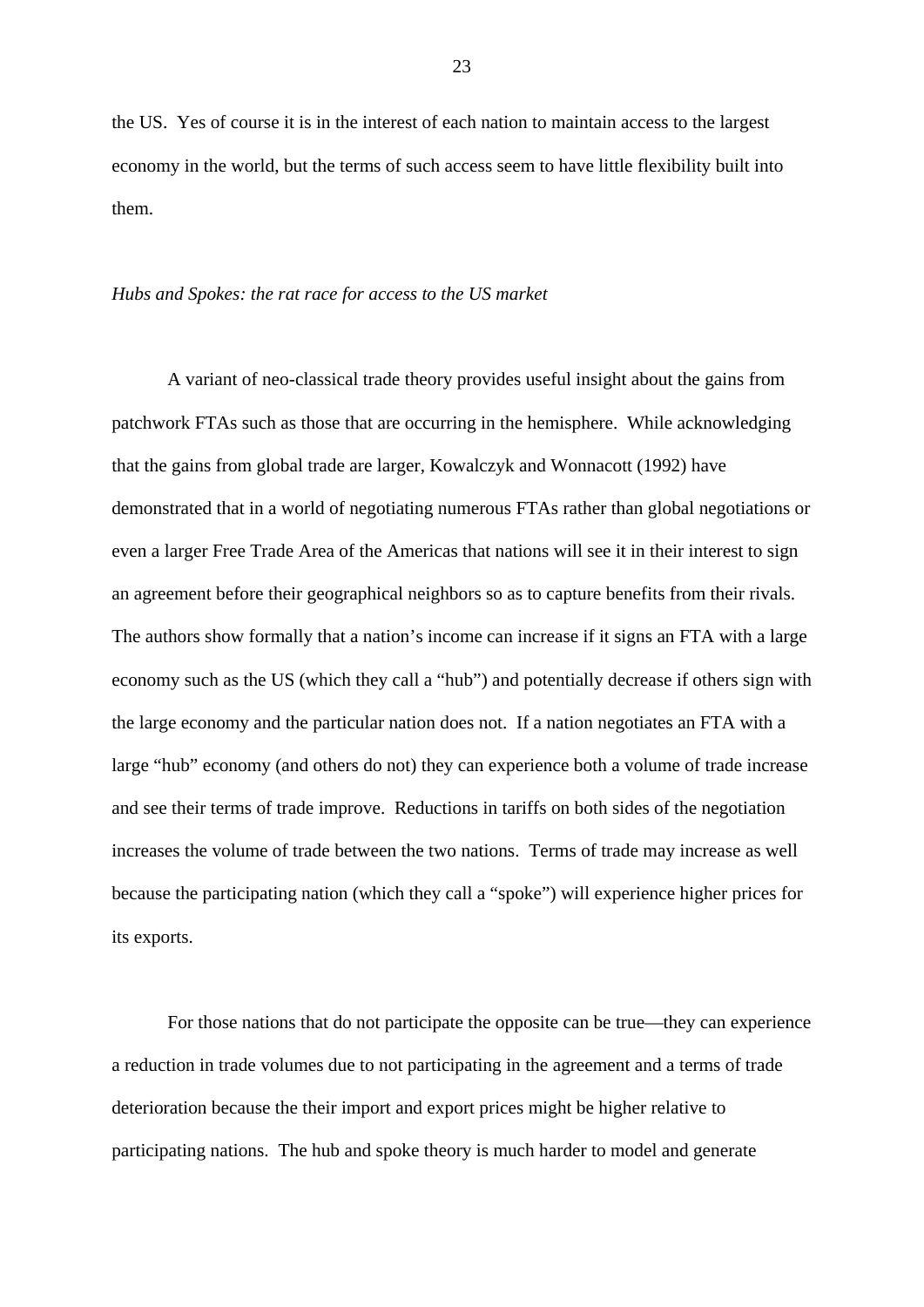the US. Yes of course it is in the interest of each nation to maintain access to the largest economy in the world, but the terms of such access seem to have little flexibility built into them.

*Hubs and Spokes: the rat race for access to the US market*

A variant of neo-classical trade theory provides useful insight about the gains from patchwork FTAs such as those that are occurring in the hemisphere. While acknowledging that the gains from global trade are larger, Kowalczyk and Wonnacott (1992) have demonstrated that in a world of negotiating numerous FTAs rather than global negotiations or even a larger Free Trade Area of the Americas that nations will see it in their interest to sign an agreement before their geographical neighbors so as to capture benefits from their rivals. The authors show formally that a nation's income can increase if it signs an FTA with a large economy such as the US (which they call a "hub") and potentially decrease if others sign with the large economy and the particular nation does not. If a nation negotiates an FTA with a large "hub" economy (and others do not) they can experience both a volume of trade increase and see their terms of trade improve. Reductions in tariffs on both sides of the negotiation increases the volume of trade between the two nations. Terms of trade may increase as well because the participating nation (which they call a "spoke") will experience higher prices for its exports.

For those nations that do not participate the opposite can be true—they can experience a reduction in trade volumes due to not participating in the agreement and a terms of trade deterioration because the their import and export prices might be higher relative to participating nations. The hub and spoke theory is much harder to model and generate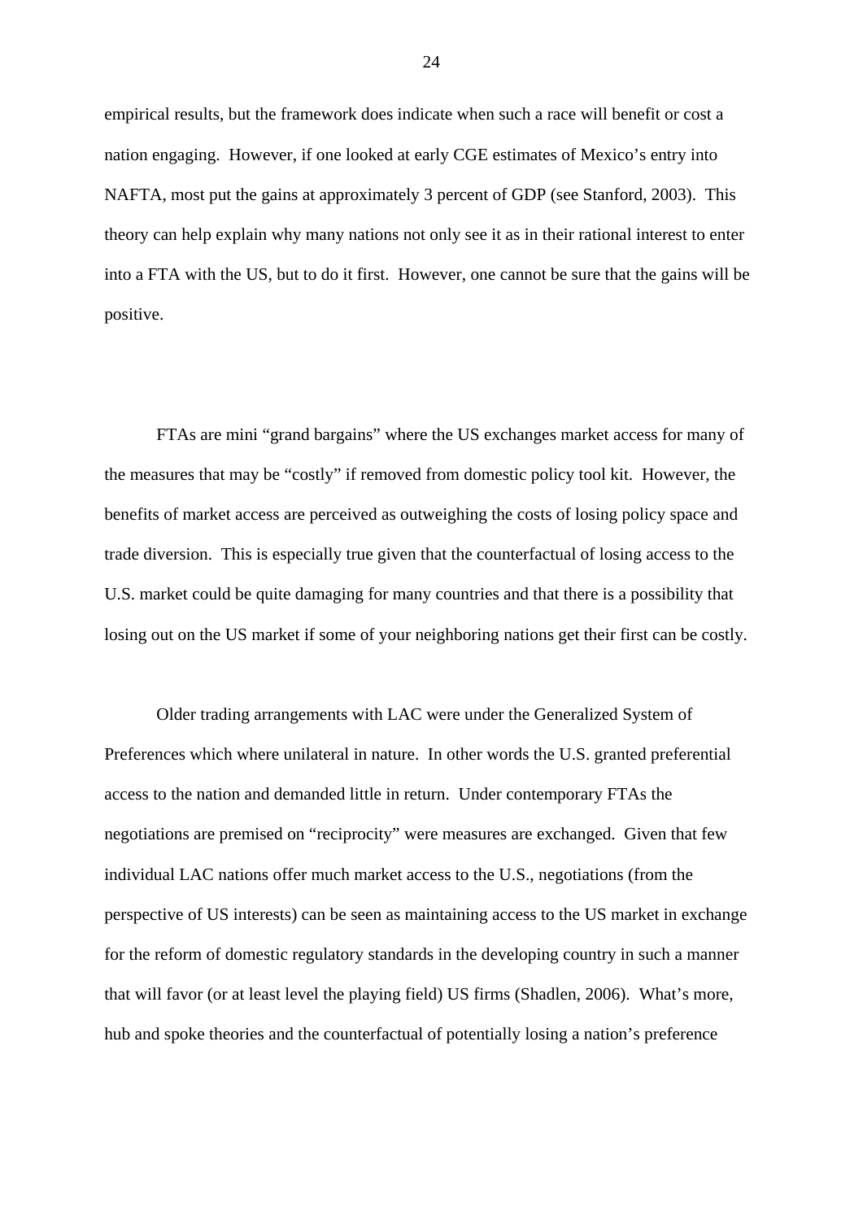empirical results, but the framework does indicate when such a race will benefit or cost a nation engaging. However, if one looked at early CGE estimates of Mexico's entry into NAFTA, most put the gains at approximately 3 percent of GDP (see Stanford, 2003). This theory can help explain why many nations not only see it as in their rational interest to enter into a FTA with the US, but to do it first. However, one cannot be sure that the gains will be positive.

FTAs are mini "grand bargains" where the US exchanges market access for many of the measures that may be "costly" if removed from domestic policy tool kit. However, the benefits of market access are perceived as outweighing the costs of losing policy space and trade diversion. This is especially true given that the counterfactual of losing access to the U.S. market could be quite damaging for many countries and that there is a possibility that losing out on the US market if some of your neighboring nations get their first can be costly.

Older trading arrangements with LAC were under the Generalized System of Preferences which where unilateral in nature. In other words the U.S. granted preferential access to the nation and demanded little in return. Under contemporary FTAs the negotiations are premised on "reciprocity" were measures are exchanged. Given that few individual LAC nations offer much market access to the U.S., negotiations (from the perspective of US interests) can be seen as maintaining access to the US market in exchange for the reform of domestic regulatory standards in the developing country in such a manner that will favor (or at least level the playing field) US firms (Shadlen, 2006). What's more, hub and spoke theories and the counterfactual of potentially losing a nation's preference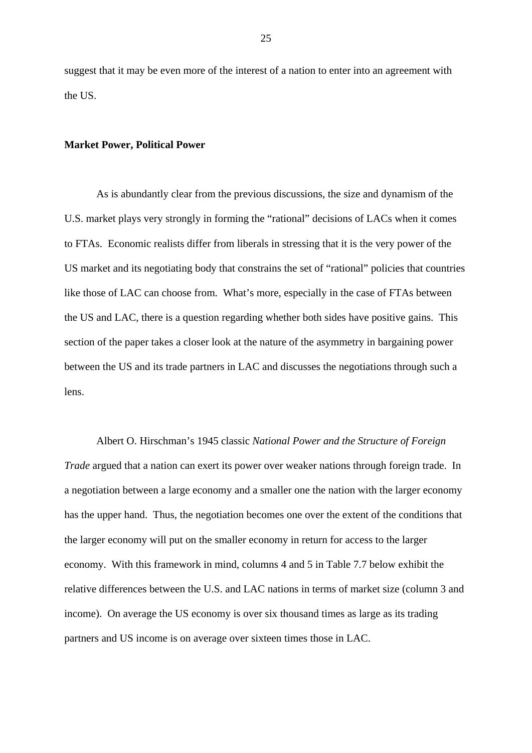suggest that it may be even more of the interest of a nation to enter into an agreement with the US.

**Market Power, Political Power**

As is abundantly clear from the previous discussions, the size and dynamism of the U.S. market plays very strongly in forming the "rational" decisions of LACs when it comes to FTAs. Economic realists differ from liberals in stressing that it is the very power of the US market and its negotiating body that constrains the set of "rational" policies that countries like those of LAC can choose from. What's more, especially in the case of FTAs between the US and LAC, there is a question regarding whether both sides have positive gains. This section of the paper takes a closer look at the nature of the asymmetry in bargaining power between the US and its trade partners in LAC and discusses the negotiations through such a lens.

Albert O. Hirschman's 1945 classic *National Power and the Structure of Foreign Trade* argued that a nation can exert its power over weaker nations through foreign trade. In a negotiation between a large economy and a smaller one the nation with the larger economy has the upper hand. Thus, the negotiation becomes one over the extent of the conditions that the larger economy will put on the smaller economy in return for access to the larger economy. With this framework in mind, columns 4 and 5 in Table 7.7 below exhibit the relative differences between the U.S. and LAC nations in terms of market size (column 3 and income). On average the US economy is over six thousand times as large as its trading partners and US income is on average over sixteen times those in LAC.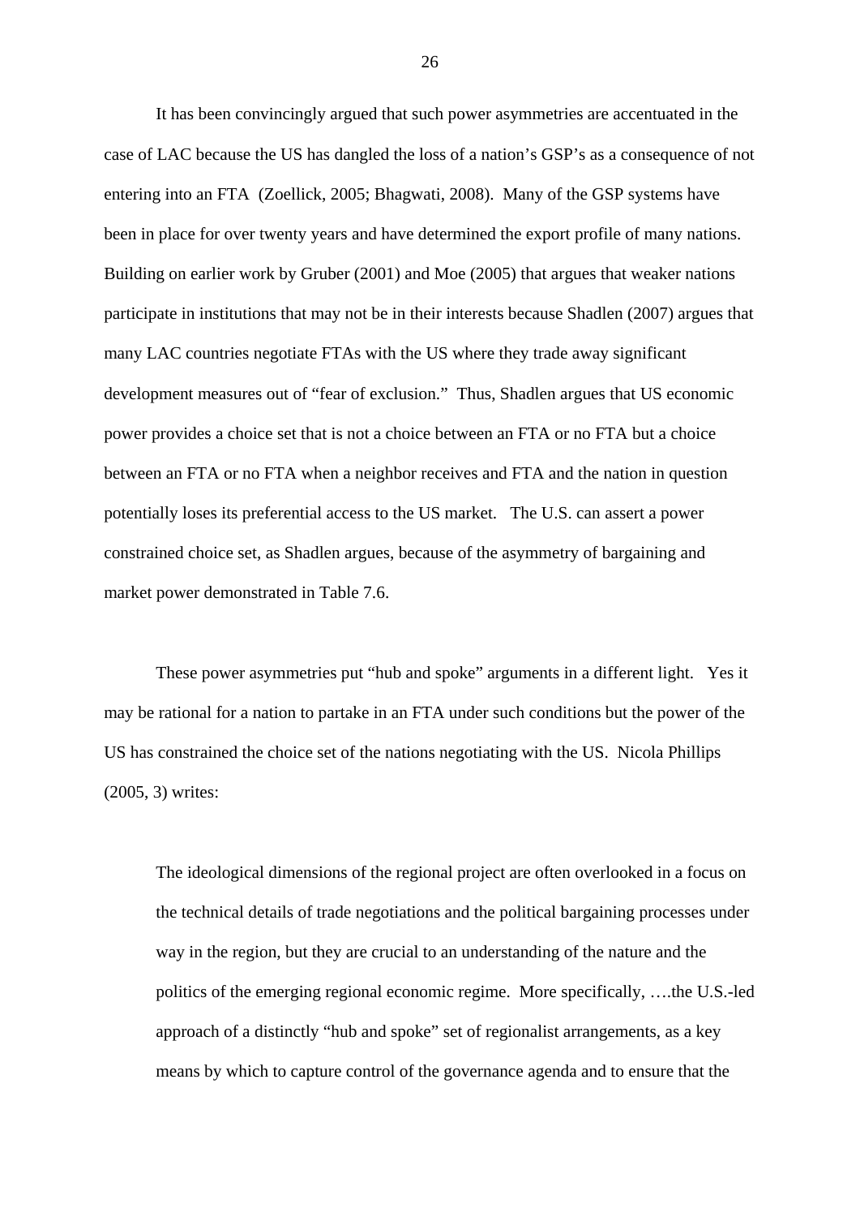It has been convincingly argued that such power asymmetries are accentuated in the case of LAC because the US has dangled the loss of a nation's GSP's as a consequence of not entering into an FTA (Zoellick, 2005; Bhagwati, 2008). Many of the GSP systems have been in place for over twenty years and have determined the export profile of many nations. Building on earlier work by Gruber (2001) and Moe (2005) that argues that weaker nations participate in institutions that may not be in their interests because Shadlen (2007) argues that many LAC countries negotiate FTAs with the US where they trade away significant development measures out of "fear of exclusion." Thus, Shadlen argues that US economic power provides a choice set that is not a choice between an FTA or no FTA but a choice between an FTA or no FTA when a neighbor receives and FTA and the nation in question potentially loses its preferential access to the US market. The U.S. can assert a power constrained choice set, as Shadlen argues, because of the asymmetry of bargaining and market power demonstrated in Table 7.6.

These power asymmetries put "hub and spoke" arguments in a different light. Yes it may be rational for a nation to partake in an FTA under such conditions but the power of the US has constrained the choice set of the nations negotiating with the US. Nicola Phillips (2005, 3) writes:

> The ideological dimensions of the regional project are often overlooked in a focus on the technical details of trade negotiations and the political bargaining processes under way in the region, but they are crucial to an understanding of the nature and the politics of the emerging regional economic regime. More specifically, ….the U.S.-led approach of a distinctly "hub and spoke" set of regionalist arrangements, as a key means by which to capture control of the governance agenda and to ensure that the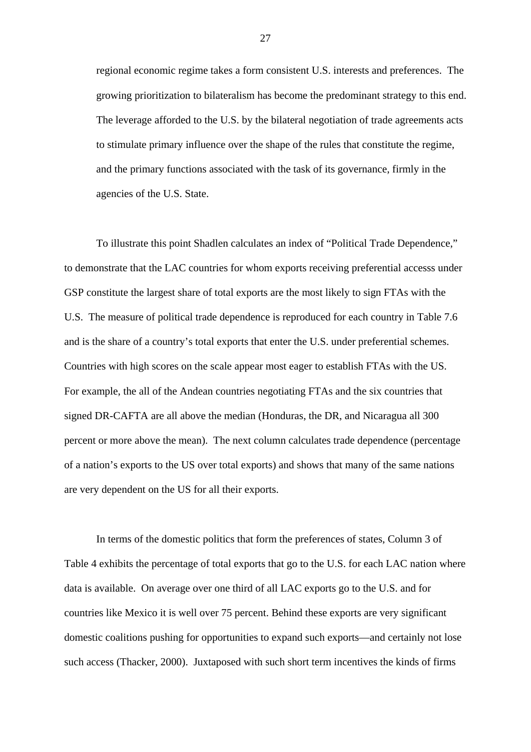> regional economic regime takes a form consistent U.S. interests and preferences. The growing prioritization to bilateralism has become the predominant strategy to this end. The leverage afforded to the U.S. by the bilateral negotiation of trade agreements acts to stimulate primary influence over the shape of the rules that constitute the regime, and the primary functions associated with the task of its governance, firmly in the agencies of the U.S. State.

To illustrate this point Shadlen calculates an index of "Political Trade Dependence," to demonstrate that the LAC countries for whom exports receiving preferential accesss under GSP constitute the largest share of total exports are the most likely to sign FTAs with the U.S. The measure of political trade dependence is reproduced for each country in Table 7.6 and is the share of a country's total exports that enter the U.S. under preferential schemes. Countries with high scores on the scale appear most eager to establish FTAs with the US. For example, the all of the Andean countries negotiating FTAs and the six countries that signed DR-CAFTA are all above the median (Honduras, the DR, and Nicaragua all 300 percent or more above the mean). The next column calculates trade dependence (percentage of a nation's exports to the US over total exports) and shows that many of the same nations are very dependent on the US for all their exports.

In terms of the domestic politics that form the preferences of states, Column 3 of Table 4 exhibits the percentage of total exports that go to the U.S. for each LAC nation where data is available. On average over one third of all LAC exports go to the U.S. and for countries like Mexico it is well over 75 percent. Behind these exports are very significant domestic coalitions pushing for opportunities to expand such exports—and certainly not lose such access (Thacker, 2000). Juxtaposed with such short term incentives the kinds of firms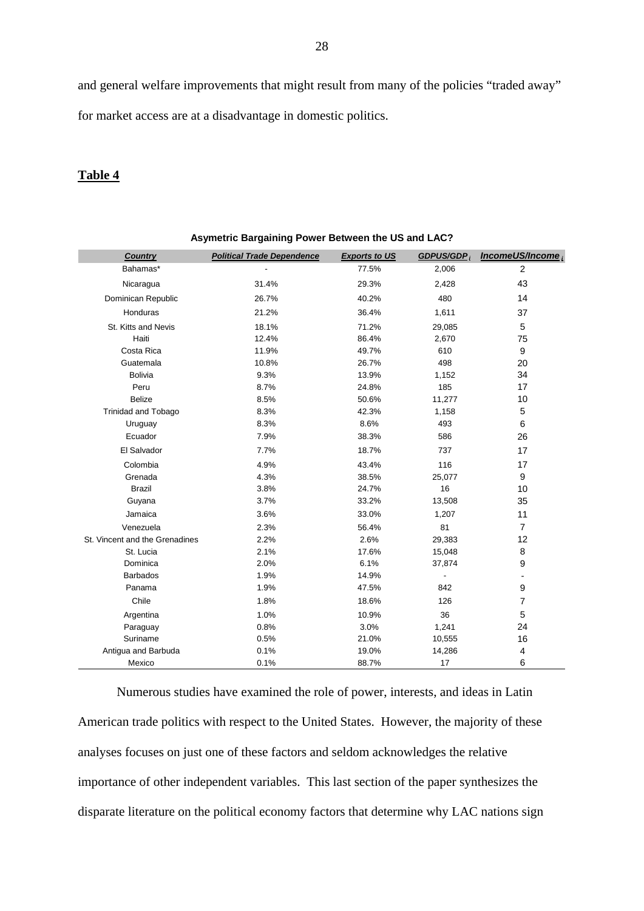and general welfare improvements that might result from many of the policies "traded away" for market access are at a disadvantage in domestic politics.

**Table 4**

**Asymetric Bargaining Power Between the US and LAC?**

| Country | Political Trade Dependence | Exports to US | $GDPUS/GDP_i$ | $IncomeUS/Income_i$ |
|---|---|---|---|---|
| Bahamas* | - | 77.5% | 2,006 | 2 |
| Nicaragua | 31.4% | 29.3% | 2,428 | 43 |
| Dominican Republic | 26.7% | 40.2% | 480 | 14 |
| Honduras | 21.2% | 36.4% | 1,611 | 37 |
| St. Kitts and Nevis | 18.1% | 71.2% | 29,085 | 5 |
| Haiti | 12.4% | 86.4% | 2,670 | 75 |
| Costa Rica | 11.9% | 49.7% | 610 | 9 |
| Guatemala | 10.8% | 26.7% | 498 | 20 |
| Bolivia | 9.3% | 13.9% | 1,152 | 34 |
| Peru | 8.7% | 24.8% | 185 | 17 |
| Belize | 8.5% | 50.6% | 11,277 | 10 |
| Trinidad and Tobago | 8.3% | 42.3% | 1,158 | 5 |
| Uruguay | 8.3% | 8.6% | 493 | 6 |
| Ecuador | 7.9% | 38.3% | 586 | 26 |
| El Salvador | 7.7% | 18.7% | 737 | 17 |
| Colombia | 4.9% | 43.4% | 116 | 17 |
| Grenada | 4.3% | 38.5% | 25,077 | 9 |
| Brazil | 3.8% | 24.7% | 16 | 10 |
| Guyana | 3.7% | 33.2% | 13,508 | 35 |
| Jamaica | 3.6% | 33.0% | 1,207 | 11 |
| Venezuela | 2.3% | 56.4% | 81 | 7 |
| St. Vincent and the Grenadines | 2.2% | 2.6% | 29,383 | 12 |
| St. Lucia | 2.1% | 17.6% | 15,048 | 8 |
| Dominica | 2.0% | 6.1% | 37,874 | 9 |
| Barbados | 1.9% | 14.9% | - | - |
| Panama | 1.9% | 47.5% | 842 | 9 |
| Chile | 1.8% | 18.6% | 126 | 7 |
| Argentina | 1.0% | 10.9% | 36 | 5 |
| Paraguay | 0.8% | 3.0% | 1,241 | 24 |
| Suriname | 0.5% | 21.0% | 10,555 | 16 |
| Antigua and Barbuda | 0.1% | 19.0% | 14,286 | 4 |
| Mexico | 0.1% | 88.7% | 17 | 6 |

Numerous studies have examined the role of power, interests, and ideas in Latin American trade politics with respect to the United States. However, the majority of these analyses focuses on just one of these factors and seldom acknowledges the relative importance of other independent variables. This last section of the paper synthesizes the disparate literature on the political economy factors that determine why LAC nations sign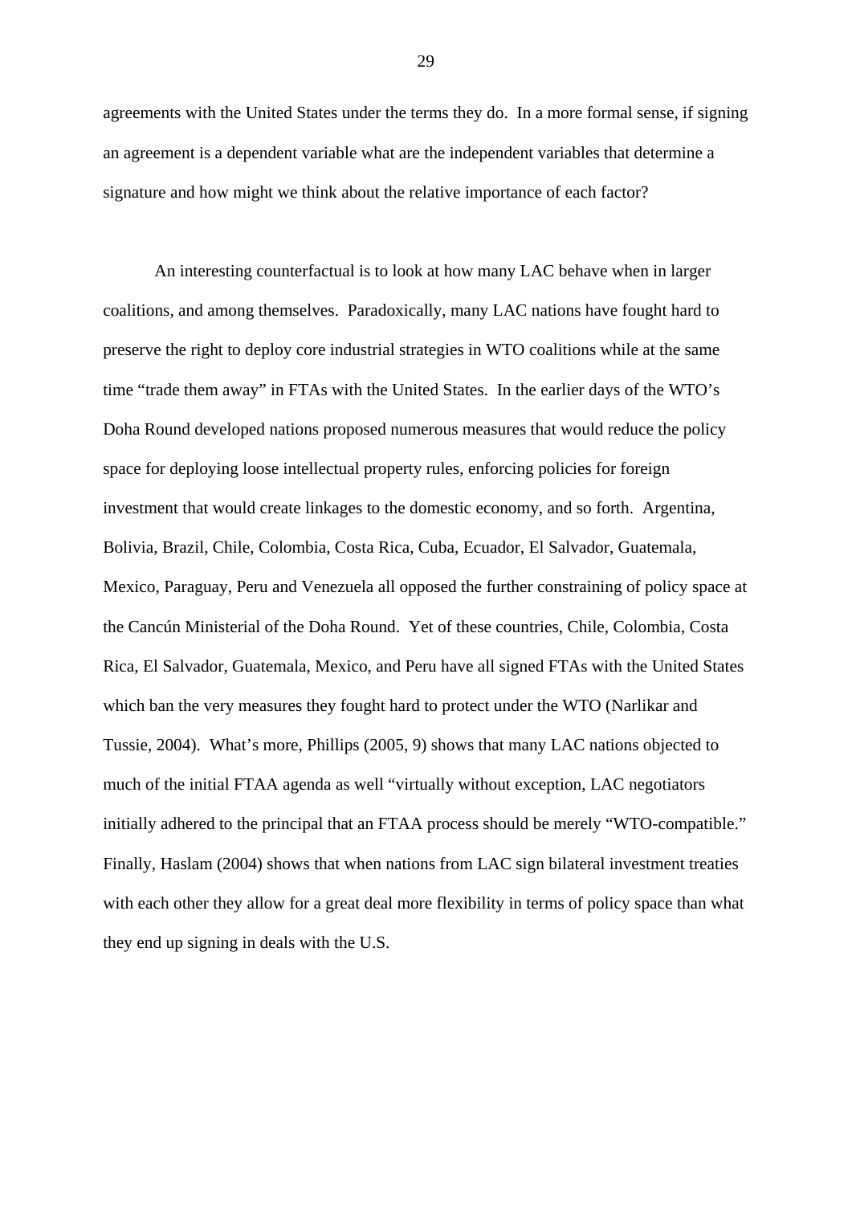agreements with the United States under the terms they do. In a more formal sense, if signing an agreement is a dependent variable what are the independent variables that determine a signature and how might we think about the relative importance of each factor?

An interesting counterfactual is to look at how many LAC behave when in larger coalitions, and among themselves. Paradoxically, many LAC nations have fought hard to preserve the right to deploy core industrial strategies in WTO coalitions while at the same time "trade them away" in FTAs with the United States. In the earlier days of the WTO's Doha Round developed nations proposed numerous measures that would reduce the policy space for deploying loose intellectual property rules, enforcing policies for foreign investment that would create linkages to the domestic economy, and so forth. Argentina, Bolivia, Brazil, Chile, Colombia, Costa Rica, Cuba, Ecuador, El Salvador, Guatemala, Mexico, Paraguay, Peru and Venezuela all opposed the further constraining of policy space at the Cancún Ministerial of the Doha Round. Yet of these countries, Chile, Colombia, Costa Rica, El Salvador, Guatemala, Mexico, and Peru have all signed FTAs with the United States which ban the very measures they fought hard to protect under the WTO (Narlikar and Tussie, 2004). What's more, Phillips (2005, 9) shows that many LAC nations objected to much of the initial FTAA agenda as well "virtually without exception, LAC negotiators initially adhered to the principal that an FTAA process should be merely "WTO-compatible." Finally, Haslam (2004) shows that when nations from LAC sign bilateral investment treaties with each other they allow for a great deal more flexibility in terms of policy space than what they end up signing in deals with the U.S.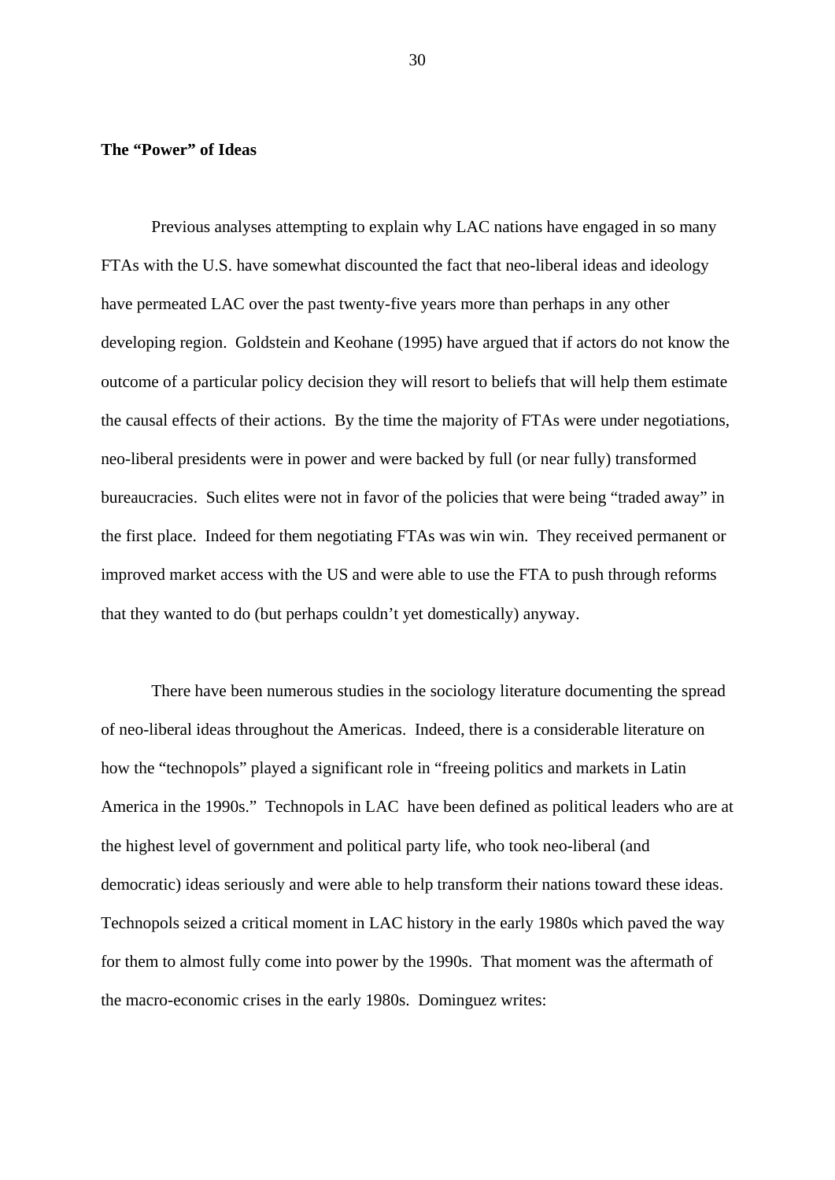**The "Power" of Ideas**

Previous analyses attempting to explain why LAC nations have engaged in so many FTAs with the U.S. have somewhat discounted the fact that neo-liberal ideas and ideology have permeated LAC over the past twenty-five years more than perhaps in any other developing region. Goldstein and Keohane (1995) have argued that if actors do not know the outcome of a particular policy decision they will resort to beliefs that will help them estimate the causal effects of their actions. By the time the majority of FTAs were under negotiations, neo-liberal presidents were in power and were backed by full (or near fully) transformed bureaucracies. Such elites were not in favor of the policies that were being "traded away" in the first place. Indeed for them negotiating FTAs was win win. They received permanent or improved market access with the US and were able to use the FTA to push through reforms that they wanted to do (but perhaps couldn't yet domestically) anyway.

There have been numerous studies in the sociology literature documenting the spread of neo-liberal ideas throughout the Americas. Indeed, there is a considerable literature on how the "technopols" played a significant role in "freeing politics and markets in Latin America in the 1990s." Technopols in LAC have been defined as political leaders who are at the highest level of government and political party life, who took neo-liberal (and democratic) ideas seriously and were able to help transform their nations toward these ideas. Technopols seized a critical moment in LAC history in the early 1980s which paved the way for them to almost fully come into power by the 1990s. That moment was the aftermath of the macro-economic crises in the early 1980s. Dominguez writes: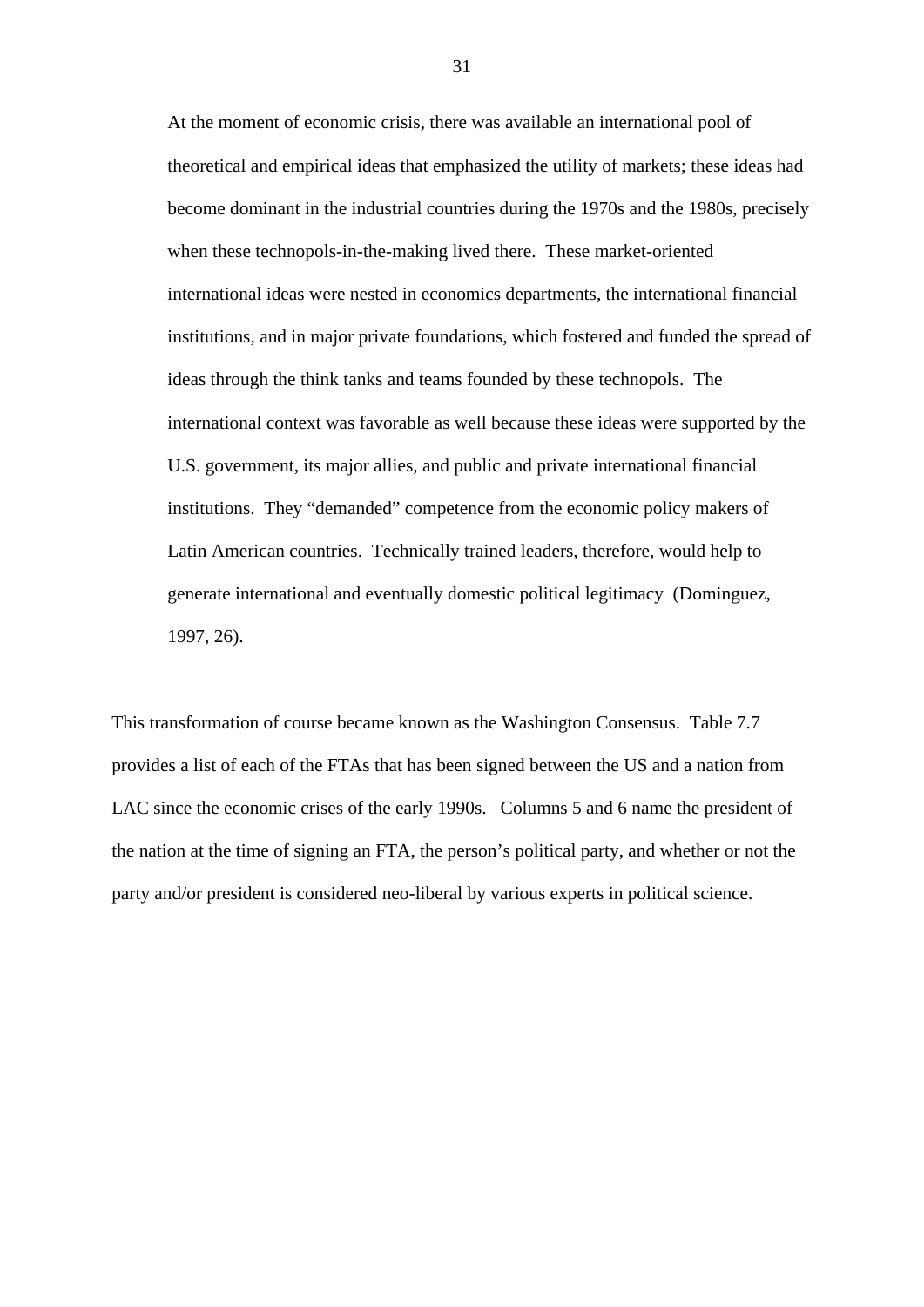> At the moment of economic crisis, there was available an international pool of theoretical and empirical ideas that emphasized the utility of markets; these ideas had become dominant in the industrial countries during the 1970s and the 1980s, precisely when these technopols-in-the-making lived there. These market-oriented international ideas were nested in economics departments, the international financial institutions, and in major private foundations, which fostered and funded the spread of ideas through the think tanks and teams founded by these technopols. The international context was favorable as well because these ideas were supported by the U.S. government, its major allies, and public and private international financial institutions. They "demanded" competence from the economic policy makers of Latin American countries. Technically trained leaders, therefore, would help to generate international and eventually domestic political legitimacy (Dominguez, 1997, 26).

This transformation of course became known as the Washington Consensus. Table 7.7 provides a list of each of the FTAs that has been signed between the US and a nation from LAC since the economic crises of the early 1990s. Columns 5 and 6 name the president of the nation at the time of signing an FTA, the person's political party, and whether or not the party and/or president is considered neo-liberal by various experts in political science.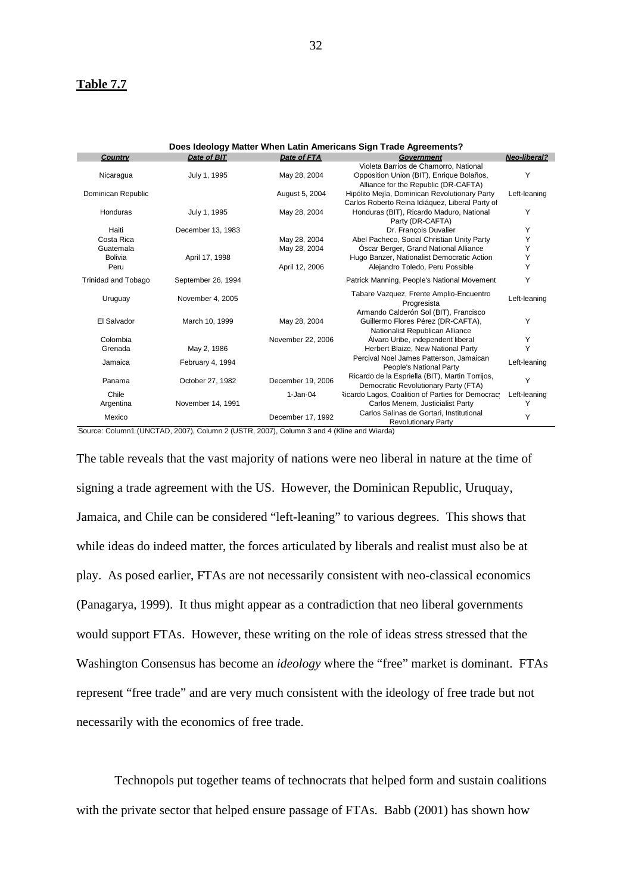**Table 7.7**

**Does Ideology Matter When Latin Americans Sign Trade Agreements?**

| Country | Date of BIT | Date of FTA | Government | Neo-liberal? |
|---|---|---|---|---|
| Nicaragua | July 1, 1995 | May 28, 2004 | Violeta Barrios de Chamorro, National Opposition Union (BIT), Enrique Bolaños, Alliance for the Republic (DR-CAFTA) | Y |
| Dominican Republic | | August 5, 2004 | Hipólito Mejía, Dominican Revolutionary Party | Left-leaning |
| Honduras | July 1, 1995 | May 28, 2004 | Carlos Roberto Reina Idiáquez, Liberal Party of Honduras (BIT), Ricardo Maduro, National Party (DR-CAFTA) | Y |
| Haiti | December 13, 1983 | | Dr. François Duvalier | Y |
| Costa Rica | | May 28, 2004 | Abel Pacheco, Social Christian Unity Party | Y |
| Guatemala | | May 28, 2004 | Óscar Berger, Grand National Alliance | Y |
| Bolivia | April 17, 1998 | | Hugo Banzer, Nationalist Democratic Action | Y |
| Peru | | April 12, 2006 | Alejandro Toledo, Peru Possible | Y |
| Trinidad and Tobago | September 26, 1994 | | Patrick Manning, People's National Movement | Y |
| Uruguay | November 4, 2005 | | Tabare Vazquez, Frente Amplio-Encuentro Progresista | Left-leaning |
| El Salvador | March 10, 1999 | May 28, 2004 | Armando Calderón Sol (BIT), Francisco Guillermo Flores Pérez (DR-CAFTA), Nationalist Republican Alliance | Y |
| Colombia | | November 22, 2006 | Álvaro Uribe, independent liberal | Y |
| Grenada | May 2, 1986 | | Herbert Blaize, New National Party | Y |
| Jamaica | February 4, 1994 | | Percival Noel James Patterson, Jamaican People's National Party | Left-leaning |
| Panama | October 27, 1982 | December 19, 2006 | Ricardo de la Espriella (BIT), Martin Torrijos, Democratic Revolutionary Party (FTA) | Y |
| Chile | | 1-Jan-04 | Ricardo Lagos, Coalition of Parties for Democracy | Left-leaning |
| Argentina | November 14, 1991 | | Carlos Menem, Justicialist Party | Y |
| Mexico | | December 17, 1992 | Carlos Salinas de Gortari, Institutional Revolutionary Party | Y |

Source: Column1 (UNCTAD, 2007), Column 2 (USTR, 2007), Column 3 and 4 (Kline and Wiarda)

The table reveals that the vast majority of nations were neo liberal in nature at the time of signing a trade agreement with the US. However, the Dominican Republic, Uruquay, Jamaica, and Chile can be considered "left-leaning" to various degrees. This shows that while ideas do indeed matter, the forces articulated by liberals and realist must also be at play. As posed earlier, FTAs are not necessarily consistent with neo-classical economics (Panagarya, 1999). It thus might appear as a contradiction that neo liberal governments would support FTAs. However, these writing on the role of ideas stress stressed that the Washington Consensus has become an *ideology* where the "free" market is dominant. FTAs represent "free trade" and are very much consistent with the ideology of free trade but not necessarily with the economics of free trade.

Technopols put together teams of technocrats that helped form and sustain coalitions with the private sector that helped ensure passage of FTAs. Babb (2001) has shown how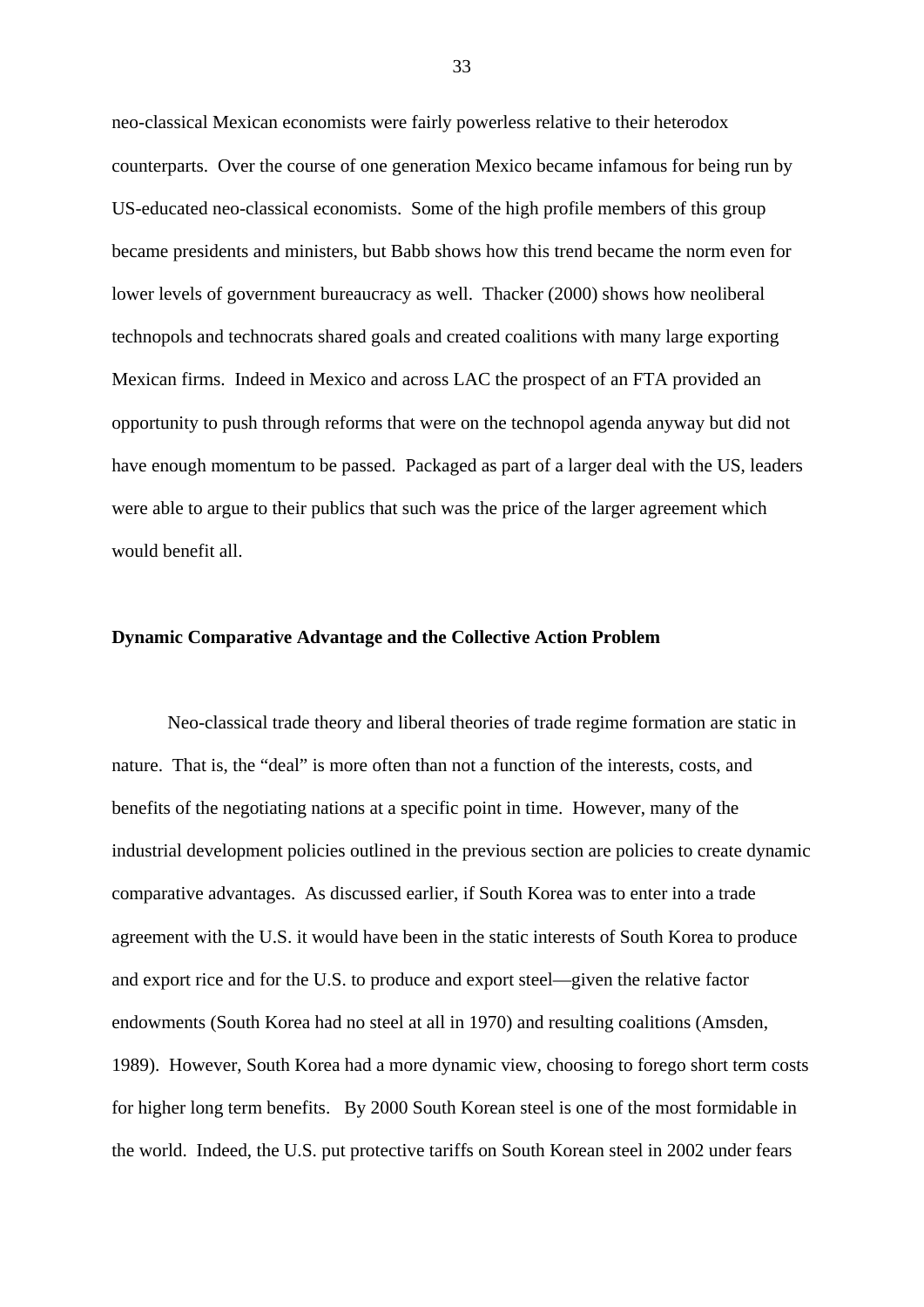neo-classical Mexican economists were fairly powerless relative to their heterodox counterparts. Over the course of one generation Mexico became infamous for being run by US-educated neo-classical economists. Some of the high profile members of this group became presidents and ministers, but Babb shows how this trend became the norm even for lower levels of government bureaucracy as well. Thacker (2000) shows how neoliberal technopols and technocrats shared goals and created coalitions with many large exporting Mexican firms. Indeed in Mexico and across LAC the prospect of an FTA provided an opportunity to push through reforms that were on the technopol agenda anyway but did not have enough momentum to be passed. Packaged as part of a larger deal with the US, leaders were able to argue to their publics that such was the price of the larger agreement which would benefit all.

**Dynamic Comparative Advantage and the Collective Action Problem**

Neo-classical trade theory and liberal theories of trade regime formation are static in nature. That is, the "deal" is more often than not a function of the interests, costs, and benefits of the negotiating nations at a specific point in time. However, many of the industrial development policies outlined in the previous section are policies to create dynamic comparative advantages. As discussed earlier, if South Korea was to enter into a trade agreement with the U.S. it would have been in the static interests of South Korea to produce and export rice and for the U.S. to produce and export steel—given the relative factor endowments (South Korea had no steel at all in 1970) and resulting coalitions (Amsden, 1989). However, South Korea had a more dynamic view, choosing to forego short term costs for higher long term benefits. By 2000 South Korean steel is one of the most formidable in the world. Indeed, the U.S. put protective tariffs on South Korean steel in 2002 under fears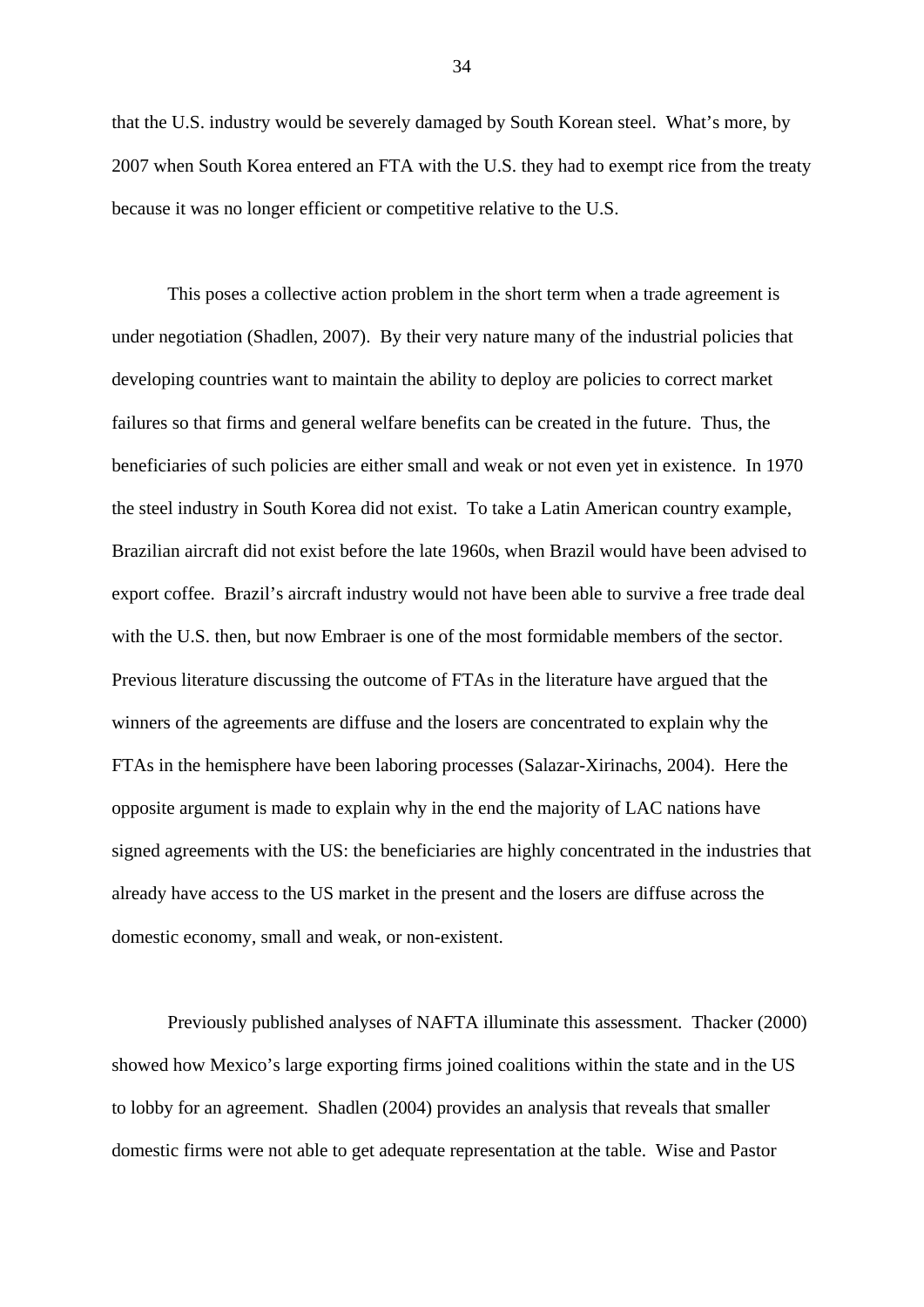that the U.S. industry would be severely damaged by South Korean steel. What's more, by 2007 when South Korea entered an FTA with the U.S. they had to exempt rice from the treaty because it was no longer efficient or competitive relative to the U.S.

This poses a collective action problem in the short term when a trade agreement is under negotiation (Shadlen, 2007). By their very nature many of the industrial policies that developing countries want to maintain the ability to deploy are policies to correct market failures so that firms and general welfare benefits can be created in the future. Thus, the beneficiaries of such policies are either small and weak or not even yet in existence. In 1970 the steel industry in South Korea did not exist. To take a Latin American country example, Brazilian aircraft did not exist before the late 1960s, when Brazil would have been advised to export coffee. Brazil's aircraft industry would not have been able to survive a free trade deal with the U.S. then, but now Embraer is one of the most formidable members of the sector. Previous literature discussing the outcome of FTAs in the literature have argued that the winners of the agreements are diffuse and the losers are concentrated to explain why the FTAs in the hemisphere have been laboring processes (Salazar-Xirinachs, 2004). Here the opposite argument is made to explain why in the end the majority of LAC nations have signed agreements with the US: the beneficiaries are highly concentrated in the industries that already have access to the US market in the present and the losers are diffuse across the domestic economy, small and weak, or non-existent.

Previously published analyses of NAFTA illuminate this assessment. Thacker (2000) showed how Mexico's large exporting firms joined coalitions within the state and in the US to lobby for an agreement. Shadlen (2004) provides an analysis that reveals that smaller domestic firms were not able to get adequate representation at the table. Wise and Pastor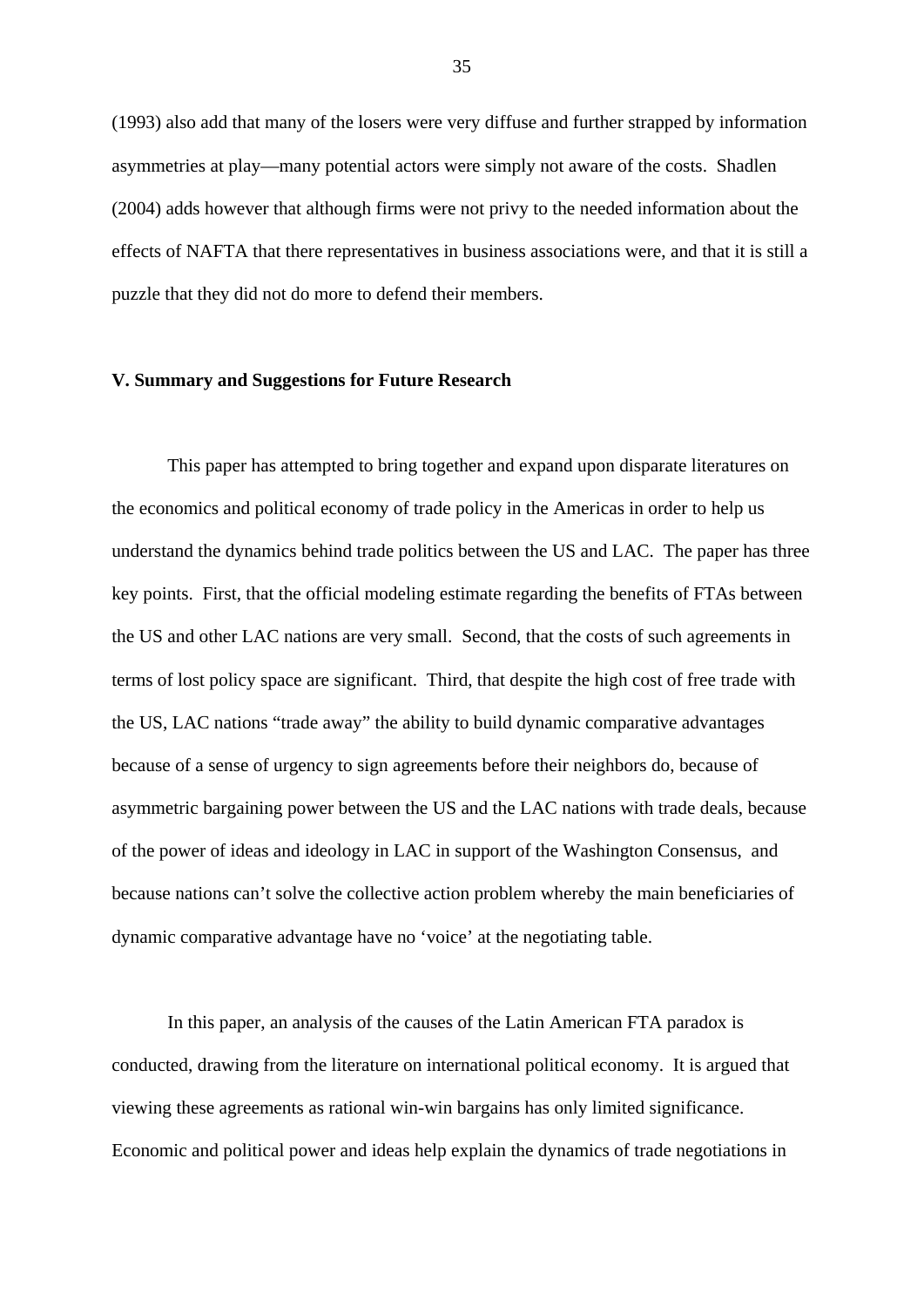(1993) also add that many of the losers were very diffuse and further strapped by information asymmetries at play—many potential actors were simply not aware of the costs. Shadlen (2004) adds however that although firms were not privy to the needed information about the effects of NAFTA that there representatives in business associations were, and that it is still a puzzle that they did not do more to defend their members.

## V. Summary and Suggestions for Future Research

This paper has attempted to bring together and expand upon disparate literatures on the economics and political economy of trade policy in the Americas in order to help us understand the dynamics behind trade politics between the US and LAC. The paper has three key points. First, that the official modeling estimate regarding the benefits of FTAs between the US and other LAC nations are very small. Second, that the costs of such agreements in terms of lost policy space are significant. Third, that despite the high cost of free trade with the US, LAC nations "trade away" the ability to build dynamic comparative advantages because of a sense of urgency to sign agreements before their neighbors do, because of asymmetric bargaining power between the US and the LAC nations with trade deals, because of the power of ideas and ideology in LAC in support of the Washington Consensus, and because nations can't solve the collective action problem whereby the main beneficiaries of dynamic comparative advantage have no 'voice' at the negotiating table.

In this paper, an analysis of the causes of the Latin American FTA paradox is conducted, drawing from the literature on international political economy. It is argued that viewing these agreements as rational win-win bargains has only limited significance. Economic and political power and ideas help explain the dynamics of trade negotiations in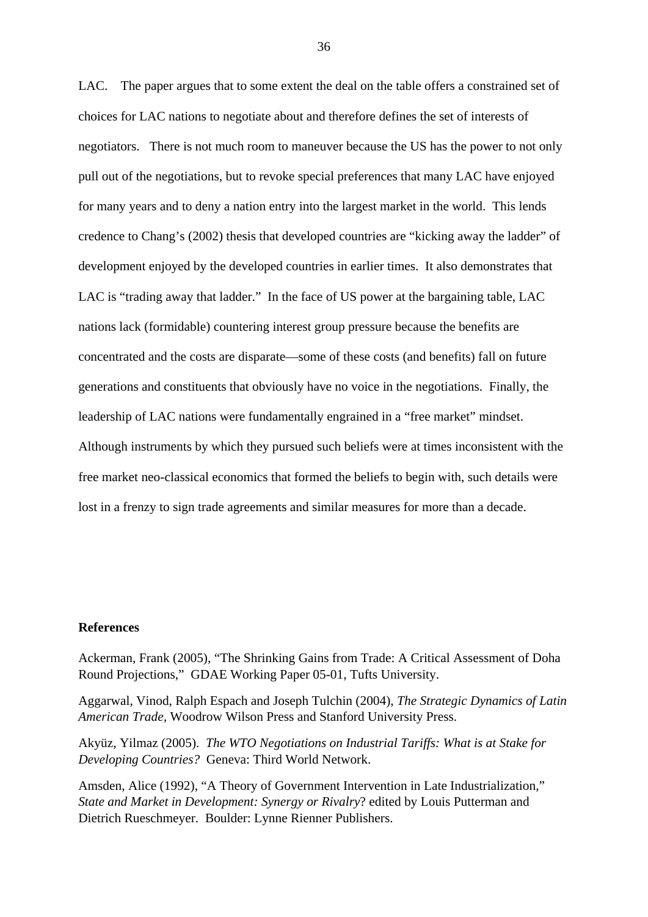LAC. The paper argues that to some extent the deal on the table offers a constrained set of choices for LAC nations to negotiate about and therefore defines the set of interests of negotiators. There is not much room to maneuver because the US has the power to not only pull out of the negotiations, but to revoke special preferences that many LAC have enjoyed for many years and to deny a nation entry into the largest market in the world. This lends credence to Chang's (2002) thesis that developed countries are "kicking away the ladder" of development enjoyed by the developed countries in earlier times. It also demonstrates that LAC is "trading away that ladder." In the face of US power at the bargaining table, LAC nations lack (formidable) countering interest group pressure because the benefits are concentrated and the costs are disparate—some of these costs (and benefits) fall on future generations and constituents that obviously have no voice in the negotiations. Finally, the leadership of LAC nations were fundamentally engrained in a "free market" mindset. Although instruments by which they pursued such beliefs were at times inconsistent with the free market neo-classical economics that formed the beliefs to begin with, such details were lost in a frenzy to sign trade agreements and similar measures for more than a decade.

**References**

Ackerman, Frank (2005), "The Shrinking Gains from Trade: A Critical Assessment of Doha Round Projections," GDAE Working Paper 05-01, Tufts University.

Aggarwal, Vinod, Ralph Espach and Joseph Tulchin (2004), *The Strategic Dynamics of Latin American Trade,* Woodrow Wilson Press and Stanford University Press.

Akyüz, Yilmaz (2005). *The WTO Negotiations on Industrial Tariffs: What is at Stake for Developing Countries?* Geneva: Third World Network.

Amsden, Alice (1992), "A Theory of Government Intervention in Late Industrialization," *State and Market in Development: Synergy or Rivalry*? edited by Louis Putterman and Dietrich Rueschmeyer. Boulder: Lynne Rienner Publishers.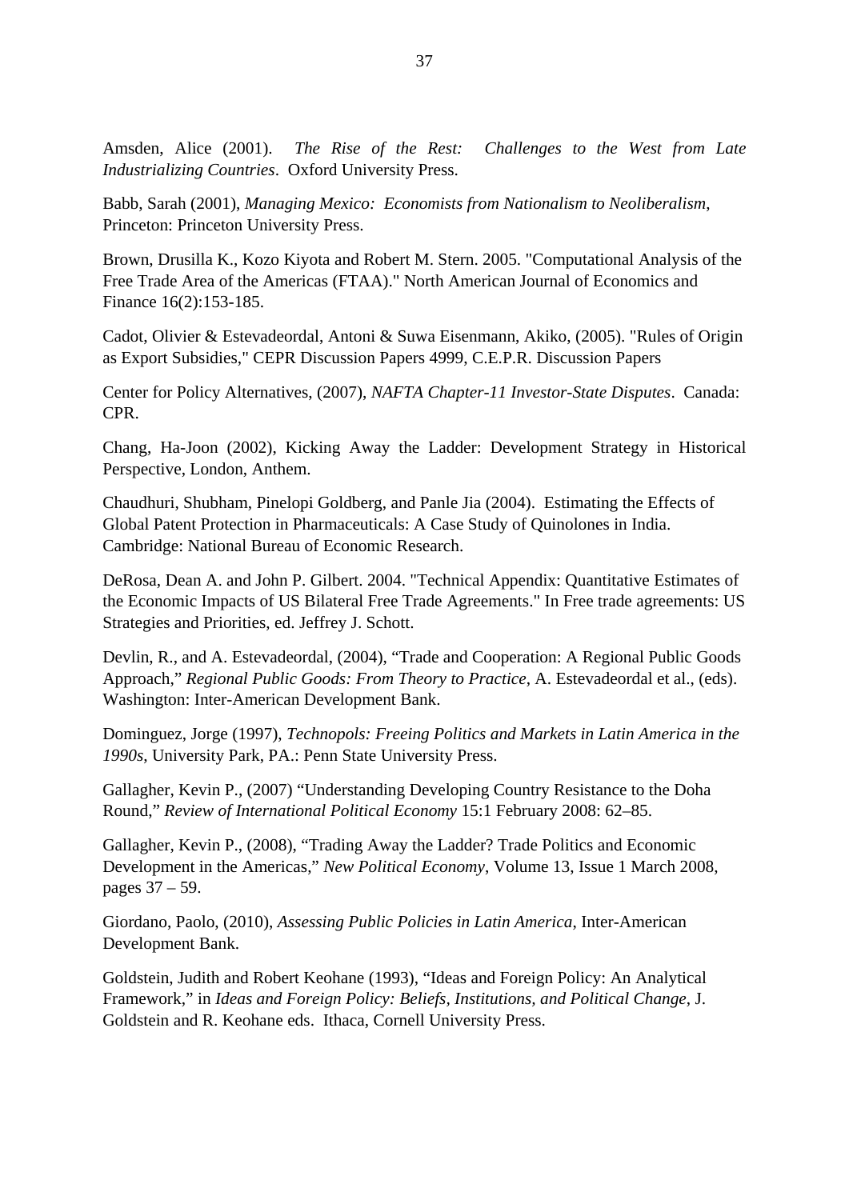Amsden, Alice (2001). *The Rise of the Rest: Challenges to the West from Late Industrializing Countries*. Oxford University Press.

Babb, Sarah (2001), *Managing Mexico: Economists from Nationalism to Neoliberalism*, Princeton: Princeton University Press.

Brown, Drusilla K., Kozo Kiyota and Robert M. Stern. 2005. "Computational Analysis of the Free Trade Area of the Americas (FTAA)." North American Journal of Economics and Finance 16(2):153-185.

Cadot, Olivier & Estevadeordal, Antoni & Suwa Eisenmann, Akiko, (2005). "Rules of Origin as Export Subsidies," CEPR Discussion Papers 4999, C.E.P.R. Discussion Papers

Center for Policy Alternatives, (2007), *NAFTA Chapter-11 Investor-State Disputes*. Canada: CPR.

Chang, Ha-Joon (2002), Kicking Away the Ladder: Development Strategy in Historical Perspective, London, Anthem.

Chaudhuri, Shubham, Pinelopi Goldberg, and Panle Jia (2004). Estimating the Effects of Global Patent Protection in Pharmaceuticals: A Case Study of Quinolones in India. Cambridge: National Bureau of Economic Research.

DeRosa, Dean A. and John P. Gilbert. 2004. "Technical Appendix: Quantitative Estimates of the Economic Impacts of US Bilateral Free Trade Agreements." In Free trade agreements: US Strategies and Priorities, ed. Jeffrey J. Schott.

Devlin, R., and A. Estevadeordal, (2004), "Trade and Cooperation: A Regional Public Goods Approach," *Regional Public Goods: From Theory to Practice*, A. Estevadeordal et al., (eds). Washington: Inter-American Development Bank.

Dominguez, Jorge (1997), *Technopols: Freeing Politics and Markets in Latin America in the 1990s*, University Park, PA.: Penn State University Press.

Gallagher, Kevin P., (2007) "Understanding Developing Country Resistance to the Doha Round," *Review of International Political Economy* 15:1 February 2008: 62–85.

Gallagher, Kevin P., (2008), "Trading Away the Ladder? Trade Politics and Economic Development in the Americas," *New Political Economy*, Volume 13, Issue 1 March 2008, pages 37 – 59.

Giordano, Paolo, (2010), *Assessing Public Policies in Latin America*, Inter-American Development Bank.

Goldstein, Judith and Robert Keohane (1993), "Ideas and Foreign Policy: An Analytical Framework," in *Ideas and Foreign Policy: Beliefs, Institutions, and Political Change*, J. Goldstein and R. Keohane eds. Ithaca, Cornell University Press.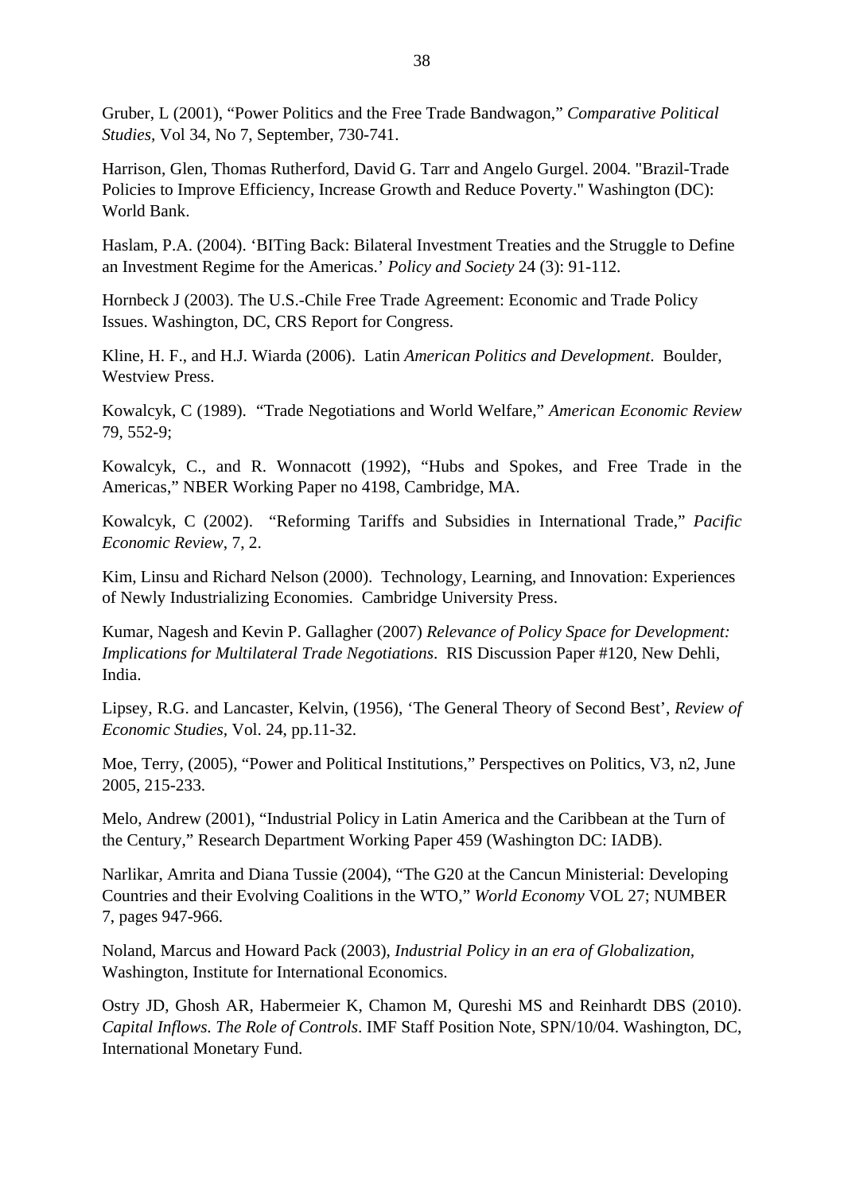Gruber, L (2001), "Power Politics and the Free Trade Bandwagon," *Comparative Political Studies,* Vol 34, No 7, September, 730-741.

Harrison, Glen, Thomas Rutherford, David G. Tarr and Angelo Gurgel. 2004. "Brazil-Trade Policies to Improve Efficiency, Increase Growth and Reduce Poverty." Washington (DC): World Bank.

Haslam, P.A. (2004). 'BITing Back: Bilateral Investment Treaties and the Struggle to Define an Investment Regime for the Americas.' *Policy and Society* 24 (3): 91-112.

Hornbeck J (2003). The U.S.-Chile Free Trade Agreement: Economic and Trade Policy Issues. Washington, DC, CRS Report for Congress.

Kline, H. F., and H.J. Wiarda (2006). Latin *American Politics and Development*. Boulder, Westview Press.

Kowalcyk, C (1989). "Trade Negotiations and World Welfare," *American Economic Review* 79, 552-9;

Kowalcyk, C., and R. Wonnacott (1992), "Hubs and Spokes, and Free Trade in the Americas," NBER Working Paper no 4198, Cambridge, MA.

Kowalcyk, C (2002). "Reforming Tariffs and Subsidies in International Trade," *Pacific Economic Review*, 7, 2.

Kim, Linsu and Richard Nelson (2000). Technology, Learning, and Innovation: Experiences of Newly Industrializing Economies. Cambridge University Press.

Kumar, Nagesh and Kevin P. Gallagher (2007) *Relevance of Policy Space for Development: Implications for Multilateral Trade Negotiations*. RIS Discussion Paper #120, New Dehli, India.

Lipsey, R.G. and Lancaster, Kelvin, (1956), 'The General Theory of Second Best', *Review of Economic Studies*, Vol. 24, pp.11-32.

Moe, Terry, (2005), "Power and Political Institutions," Perspectives on Politics, V3, n2, June 2005, 215-233.

Melo, Andrew (2001), "Industrial Policy in Latin America and the Caribbean at the Turn of the Century," Research Department Working Paper 459 (Washington DC: IADB).

Narlikar, Amrita and Diana Tussie (2004), "The G20 at the Cancun Ministerial: Developing Countries and their Evolving Coalitions in the WTO," *World Economy* VOL 27; NUMBER 7, pages 947-966.

Noland, Marcus and Howard Pack (2003), *Industrial Policy in an era of Globalization*, Washington, Institute for International Economics.

Ostry JD, Ghosh AR, Habermeier K, Chamon M, Qureshi MS and Reinhardt DBS (2010). *Capital Inflows. The Role of Controls*. IMF Staff Position Note, SPN/10/04. Washington, DC, International Monetary Fund.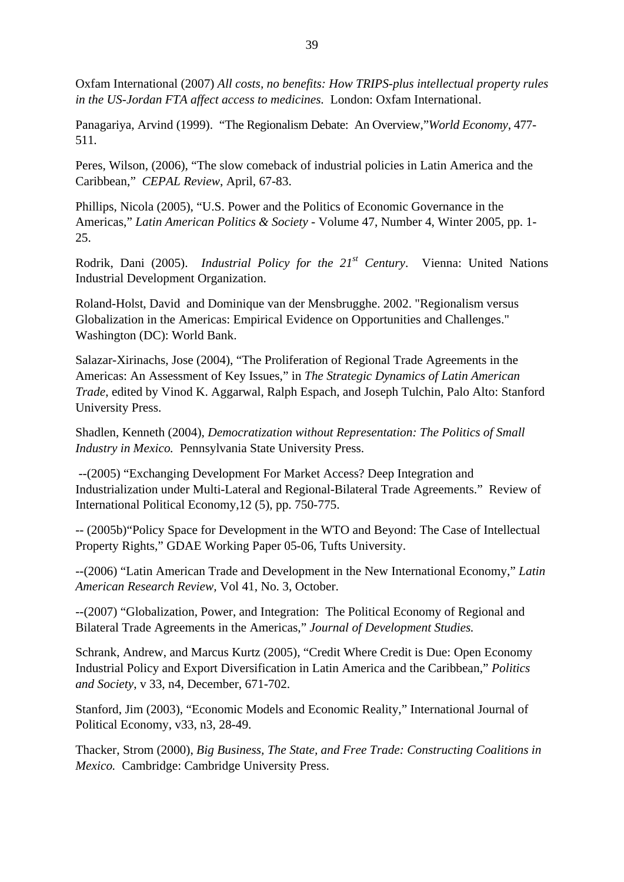Oxfam International (2007) *All costs, no benefits: How TRIPS-plus intellectual property rules in the US-Jordan FTA affect access to medicines.* London: Oxfam International.

Panagariya, Arvind (1999). "The Regionalism Debate: An Overview,"*World Economy*, 477-511.

Peres, Wilson, (2006), "The slow comeback of industrial policies in Latin America and the Caribbean," *CEPAL Review*, April, 67-83.

Phillips, Nicola (2005), "U.S. Power and the Politics of Economic Governance in the Americas," *Latin American Politics & Society* - Volume 47, Number 4, Winter 2005, pp. 1-25.

Rodrik, Dani (2005). *Industrial Policy for the 21st Century*. Vienna: United Nations Industrial Development Organization.

Roland-Holst, David and Dominique van der Mensbrugghe. 2002. "Regionalism versus Globalization in the Americas: Empirical Evidence on Opportunities and Challenges." Washington (DC): World Bank.

Salazar-Xirinachs, Jose (2004), "The Proliferation of Regional Trade Agreements in the Americas: An Assessment of Key Issues," in *The Strategic Dynamics of Latin American Trade*, edited by Vinod K. Aggarwal, Ralph Espach, and Joseph Tulchin, Palo Alto: Stanford University Press.

Shadlen, Kenneth (2004), *Democratization without Representation: The Politics of Small Industry in Mexico.* Pennsylvania State University Press.

--(2005) "Exchanging Development For Market Access? Deep Integration and Industrialization under Multi-Lateral and Regional-Bilateral Trade Agreements." Review of International Political Economy,12 (5), pp. 750-775.

-- (2005b)"Policy Space for Development in the WTO and Beyond: The Case of Intellectual Property Rights," GDAE Working Paper 05-06, Tufts University.

--(2006) "Latin American Trade and Development in the New International Economy," *Latin American Research Review*, Vol 41, No. 3, October.

--(2007) "Globalization, Power, and Integration: The Political Economy of Regional and Bilateral Trade Agreements in the Americas," *Journal of Development Studies.*

Schrank, Andrew, and Marcus Kurtz (2005), "Credit Where Credit is Due: Open Economy Industrial Policy and Export Diversification in Latin America and the Caribbean," *Politics and Society*, v 33, n4, December, 671-702.

Stanford, Jim (2003), "Economic Models and Economic Reality," International Journal of Political Economy, v33, n3, 28-49.

Thacker, Strom (2000), *Big Business, The State, and Free Trade: Constructing Coalitions in Mexico.* Cambridge: Cambridge University Press.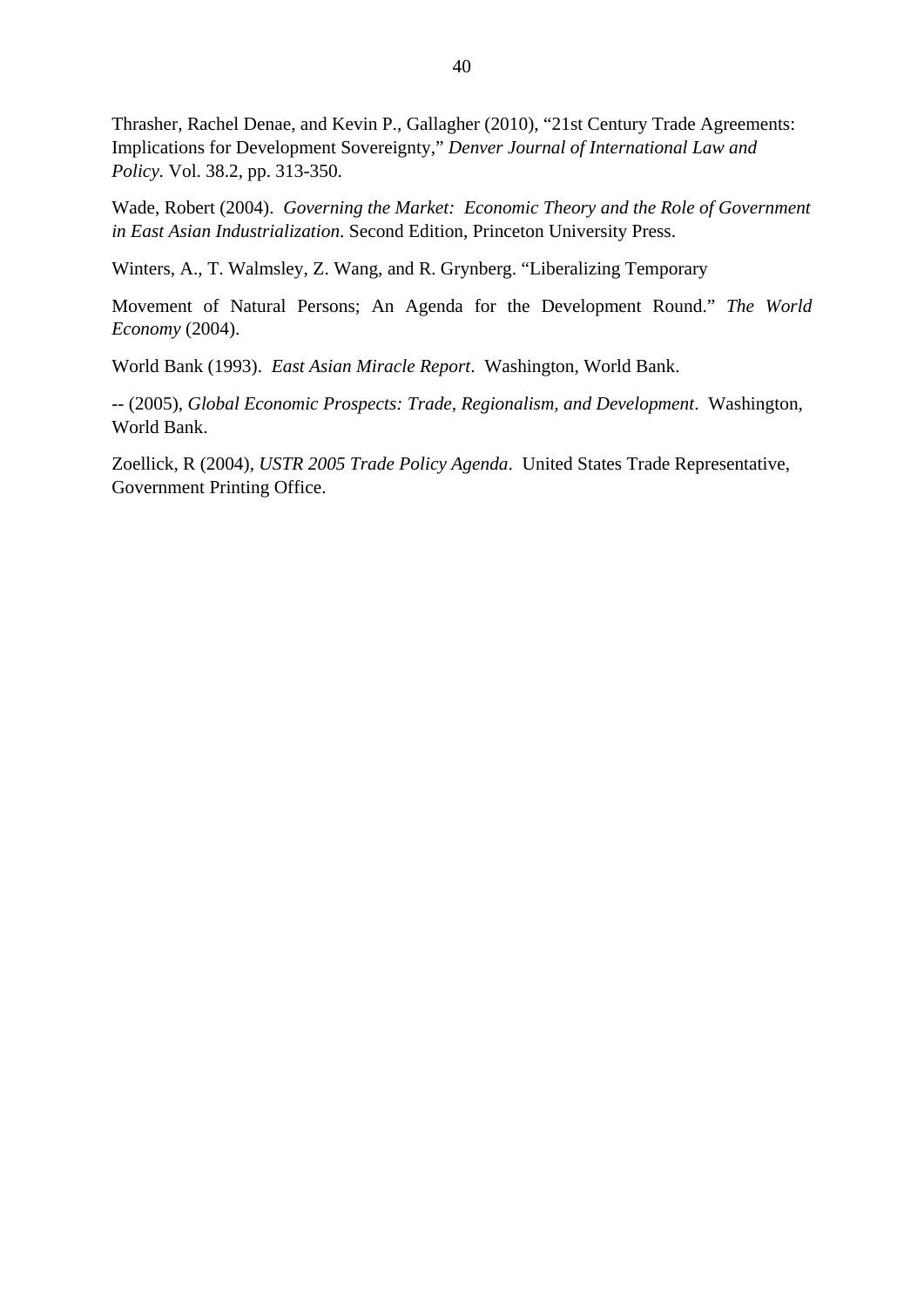Thrasher, Rachel Denae, and Kevin P., Gallagher (2010), "21st Century Trade Agreements: Implications for Development Sovereignty," *Denver Journal of International Law and Policy.* Vol. 38.2, pp. 313-350.

Wade, Robert (2004). *Governing the Market: Economic Theory and the Role of Government in East Asian Industrialization.* Second Edition, Princeton University Press.

Winters, A., T. Walmsley, Z. Wang, and R. Grynberg. "Liberalizing Temporary

Movement of Natural Persons; An Agenda for the Development Round." *The World Economy* (2004).

World Bank (1993). *East Asian Miracle Report*. Washington, World Bank.

-- (2005), *Global Economic Prospects: Trade, Regionalism, and Development*. Washington, World Bank.

Zoellick, R (2004), *USTR 2005 Trade Policy Agenda*. United States Trade Representative, Government Printing Office.